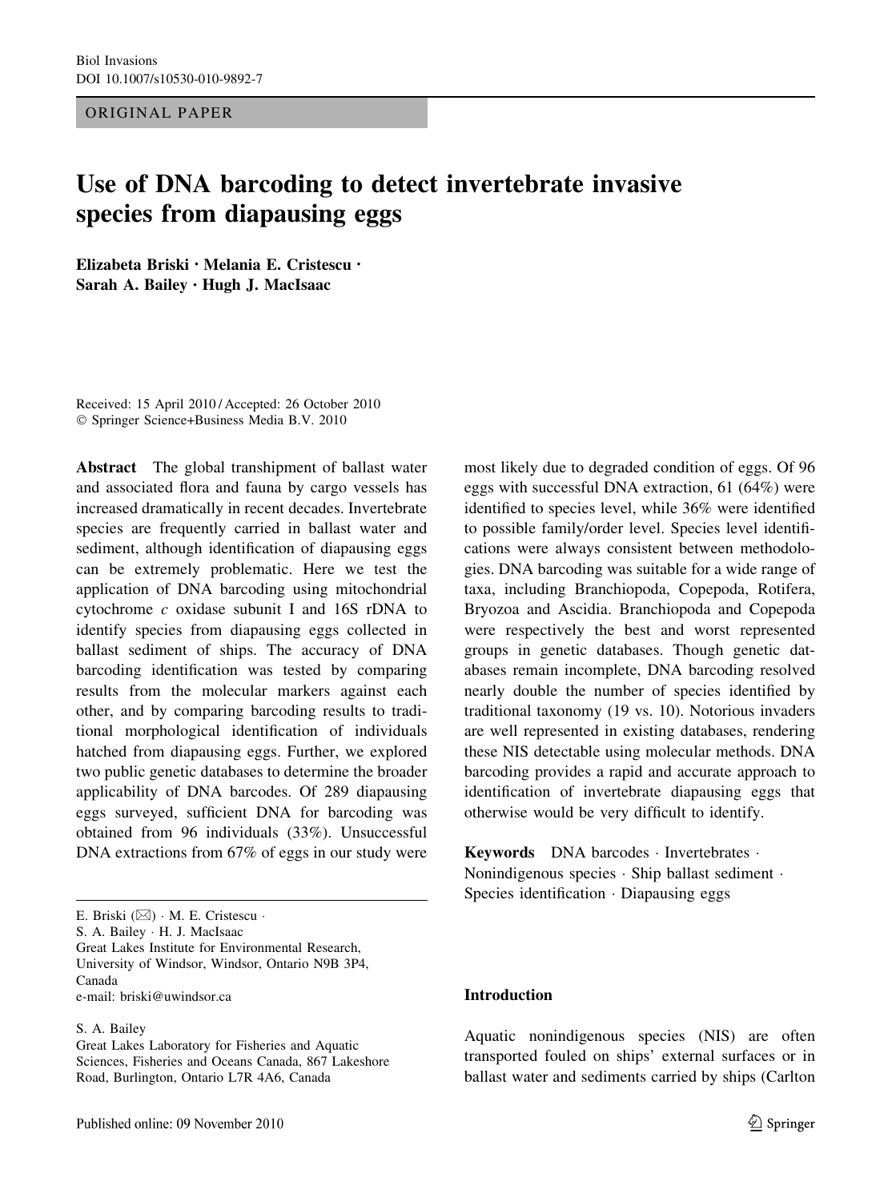ORIGINAL PAPER

# Use of DNA barcoding to detect invertebrate invasive species from diapausing eggs

**Elizabeta Briski · Melania E. Cristescu · Sarah A. Bailey · Hugh J. MacIsaac**

Received: 15 April 2010 / Accepted: 26 October 2010
© Springer Science+Business Media B.V. 2010

**Abstract** The global transhipment of ballast water and associated flora and fauna by cargo vessels has increased dramatically in recent decades. Invertebrate species are frequently carried in ballast water and sediment, although identification of diapausing eggs can be extremely problematic. Here we test the application of DNA barcoding using mitochondrial cytochrome *c* oxidase subunit I and 16S rDNA to identify species from diapausing eggs collected in ballast sediment of ships. The accuracy of DNA barcoding identification was tested by comparing results from the molecular markers against each other, and by comparing barcoding results to traditional morphological identification of individuals hatched from diapausing eggs. Further, we explored two public genetic databases to determine the broader applicability of DNA barcodes. Of 289 diapausing eggs surveyed, sufficient DNA for barcoding was obtained from 96 individuals (33%). Unsuccessful DNA extractions from 67% of eggs in our study were most likely due to degraded condition of eggs. Of 96 eggs with successful DNA extraction, 61 (64%) were identified to species level, while 36% were identified to possible family/order level. Species level identifications were always consistent between methodologies. DNA barcoding was suitable for a wide range of taxa, including Branchiopoda, Copepoda, Rotifera, Bryozoa and Ascidia. Branchiopoda and Copepoda were respectively the best and worst represented groups in genetic databases. Though genetic databases remain incomplete, DNA barcoding resolved nearly double the number of species identified by traditional taxonomy (19 vs. 10). Notorious invaders are well represented in existing databases, rendering these NIS detectable using molecular methods. DNA barcoding provides a rapid and accurate approach to identification of invertebrate diapausing eggs that otherwise would be very difficult to identify.

**Keywords** DNA barcodes · Invertebrates · Nonindigenous species · Ship ballast sediment · Species identification · Diapausing eggs

E. Briski (✉) · M. E. Cristescu · S. A. Bailey · H. J. MacIsaac
Great Lakes Institute for Environmental Research, University of Windsor, Windsor, Ontario N9B 3P4, Canada
e-mail: briski@uwindsor.ca

S. A. Bailey
Great Lakes Laboratory for Fisheries and Aquatic Sciences, Fisheries and Oceans Canada, 867 Lakeshore Road, Burlington, Ontario L7R 4A6, Canada

## Introduction

Aquatic nonindigenous species (NIS) are often transported fouled on ships' external surfaces or in ballast water and sediments carried by ships (Carlton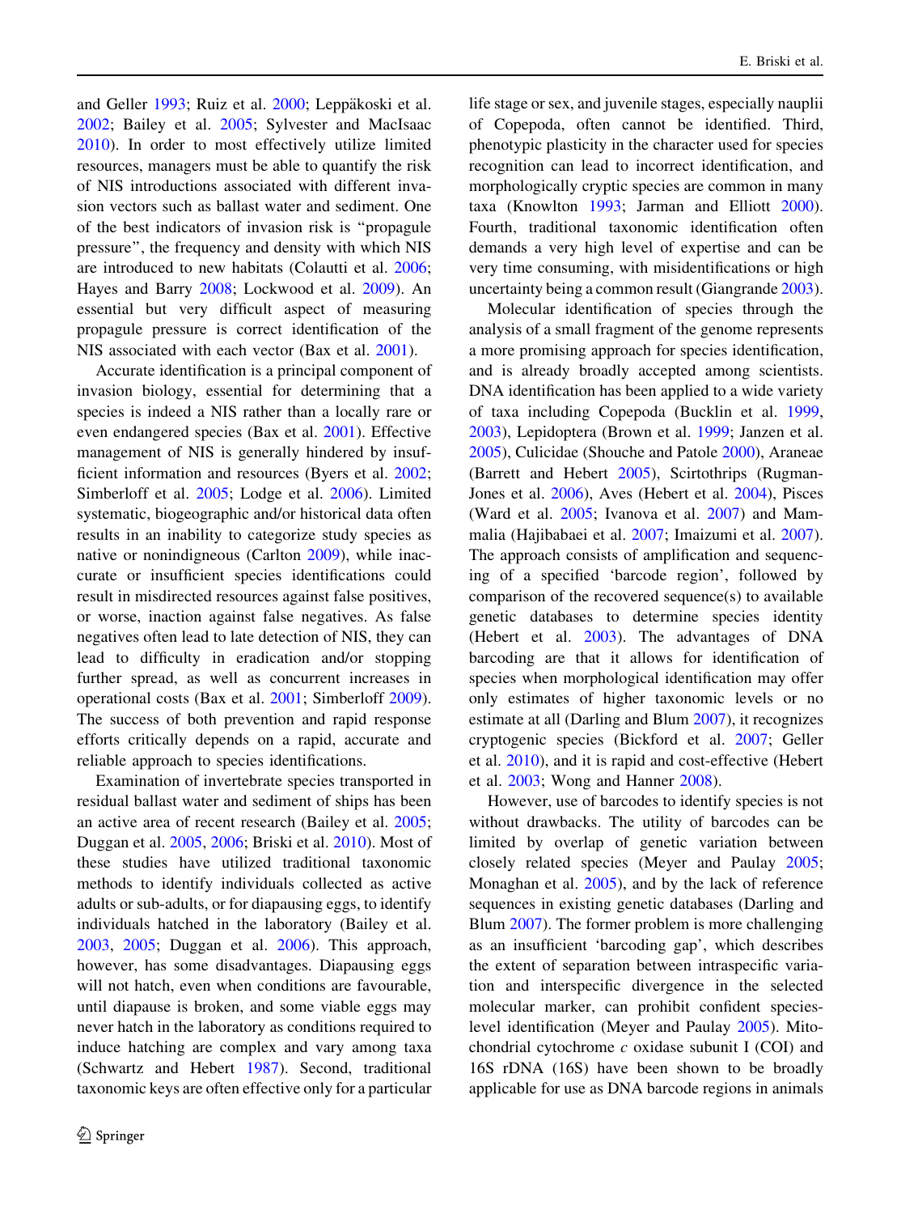and Geller 1993; Ruiz et al. 2000; Leppäkoski et al. 2002; Bailey et al. 2005; Sylvester and MacIsaac 2010). In order to most effectively utilize limited resources, managers must be able to quantify the risk of NIS introductions associated with different invasion vectors such as ballast water and sediment. One of the best indicators of invasion risk is "propagule pressure", the frequency and density with which NIS are introduced to new habitats (Colautti et al. 2006; Hayes and Barry 2008; Lockwood et al. 2009). An essential but very difficult aspect of measuring propagule pressure is correct identification of the NIS associated with each vector (Bax et al. 2001).

Accurate identification is a principal component of invasion biology, essential for determining that a species is indeed a NIS rather than a locally rare or even endangered species (Bax et al. 2001). Effective management of NIS is generally hindered by insufficient information and resources (Byers et al. 2002; Simberloff et al. 2005; Lodge et al. 2006). Limited systematic, biogeographic and/or historical data often results in an inability to categorize study species as native or nonindigeneous (Carlton 2009), while inaccurate or insufficient species identifications could result in misdirected resources against false positives, or worse, inaction against false negatives. As false negatives often lead to late detection of NIS, they can lead to difficulty in eradication and/or stopping further spread, as well as concurrent increases in operational costs (Bax et al. 2001; Simberloff 2009). The success of both prevention and rapid response efforts critically depends on a rapid, accurate and reliable approach to species identifications.

Examination of invertebrate species transported in residual ballast water and sediment of ships has been an active area of recent research (Bailey et al. 2005; Duggan et al. 2005, 2006; Briski et al. 2010). Most of these studies have utilized traditional taxonomic methods to identify individuals collected as active adults or sub-adults, or for diapausing eggs, to identify individuals hatched in the laboratory (Bailey et al. 2003, 2005; Duggan et al. 2006). This approach, however, has some disadvantages. Diapausing eggs will not hatch, even when conditions are favourable, until diapause is broken, and some viable eggs may never hatch in the laboratory as conditions required to induce hatching are complex and vary among taxa (Schwartz and Hebert 1987). Second, traditional taxonomic keys are often effective only for a particular life stage or sex, and juvenile stages, especially nauplii of Copepoda, often cannot be identified. Third, phenotypic plasticity in the character used for species recognition can lead to incorrect identification, and morphologically cryptic species are common in many taxa (Knowlton 1993; Jarman and Elliott 2000). Fourth, traditional taxonomic identification often demands a very high level of expertise and can be very time consuming, with misidentifications or high uncertainty being a common result (Giangrande 2003).

Molecular identification of species through the analysis of a small fragment of the genome represents a more promising approach for species identification, and is already broadly accepted among scientists. DNA identification has been applied to a wide variety of taxa including Copepoda (Bucklin et al. 1999, 2003), Lepidoptera (Brown et al. 1999; Janzen et al. 2005), Culicidae (Shouche and Patole 2000), Araneae (Barrett and Hebert 2005), Scirtothrips (Rugman-Jones et al. 2006), Aves (Hebert et al. 2004), Pisces (Ward et al. 2005; Ivanova et al. 2007) and Mammalia (Hajibabaei et al. 2007; Imaizumi et al. 2007). The approach consists of amplification and sequencing of a specified 'barcode region', followed by comparison of the recovered sequence(s) to available genetic databases to determine species identity (Hebert et al. 2003). The advantages of DNA barcoding are that it allows for identification of species when morphological identification may offer only estimates of higher taxonomic levels or no estimate at all (Darling and Blum 2007), it recognizes cryptogenic species (Bickford et al. 2007; Geller et al. 2010), and it is rapid and cost-effective (Hebert et al. 2003; Wong and Hanner 2008).

However, use of barcodes to identify species is not without drawbacks. The utility of barcodes can be limited by overlap of genetic variation between closely related species (Meyer and Paulay 2005; Monaghan et al. 2005), and by the lack of reference sequences in existing genetic databases (Darling and Blum 2007). The former problem is more challenging as an insufficient 'barcoding gap', which describes the extent of separation between intraspecific variation and interspecific divergence in the selected molecular marker, can prohibit confident species-level identification (Meyer and Paulay 2005). Mitochondrial cytochrome *c* oxidase subunit I (COI) and 16S rDNA (16S) have been shown to be broadly applicable for use as DNA barcode regions in animals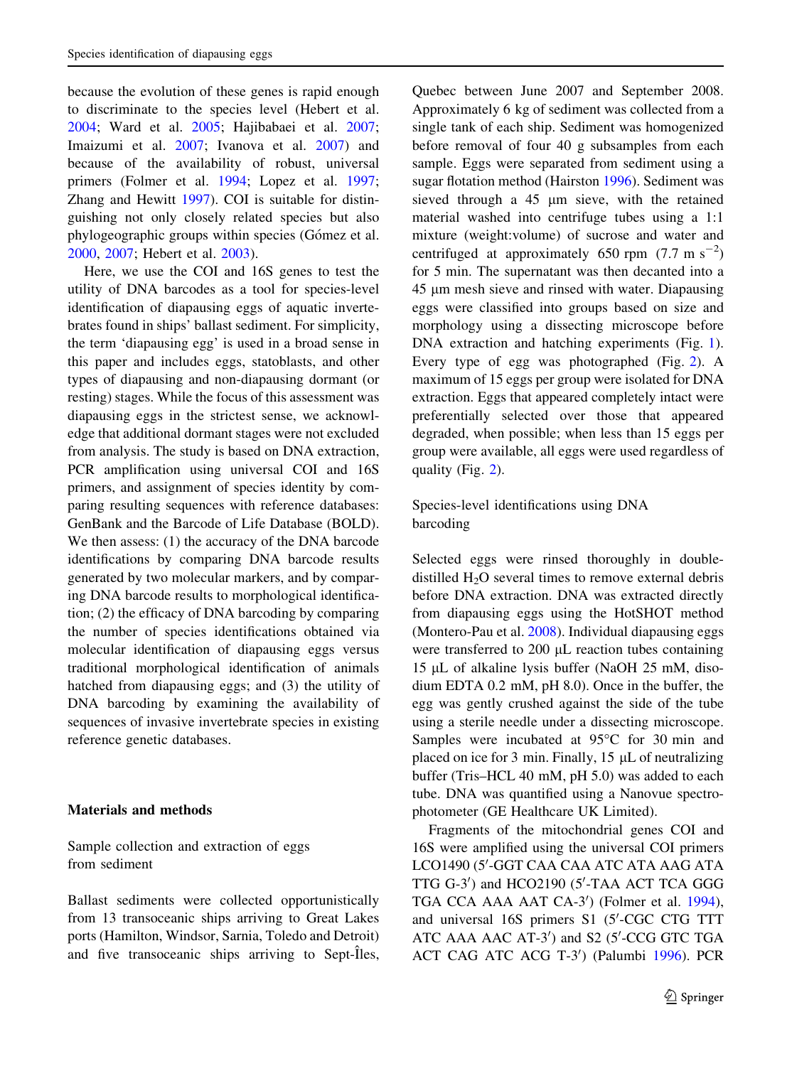because the evolution of these genes is rapid enough to discriminate to the species level (Hebert et al. 2004; Ward et al. 2005; Hajibabaei et al. 2007; Imaizumi et al. 2007; Ivanova et al. 2007) and because of the availability of robust, universal primers (Folmer et al. 1994; Lopez et al. 1997; Zhang and Hewitt 1997). COI is suitable for distinguishing not only closely related species but also phylogeographic groups within species (Gómez et al. 2000, 2007; Hebert et al. 2003).

Here, we use the COI and 16S genes to test the utility of DNA barcodes as a tool for species-level identification of diapausing eggs of aquatic invertebrates found in ships' ballast sediment. For simplicity, the term 'diapausing egg' is used in a broad sense in this paper and includes eggs, statoblasts, and other types of diapausing and non-diapausing dormant (or resting) stages. While the focus of this assessment was diapausing eggs in the strictest sense, we acknowledge that additional dormant stages were not excluded from analysis. The study is based on DNA extraction, PCR amplification using universal COI and 16S primers, and assignment of species identity by comparing resulting sequences with reference databases: GenBank and the Barcode of Life Database (BOLD). We then assess: (1) the accuracy of the DNA barcode identifications by comparing DNA barcode results generated by two molecular markers, and by comparing DNA barcode results to morphological identification; (2) the efficacy of DNA barcoding by comparing the number of species identifications obtained via molecular identification of diapausing eggs versus traditional morphological identification of animals hatched from diapausing eggs; and (3) the utility of DNA barcoding by examining the availability of sequences of invasive invertebrate species in existing reference genetic databases.

## Materials and methods

### Sample collection and extraction of eggs from sediment

Ballast sediments were collected opportunistically from 13 transoceanic ships arriving to Great Lakes ports (Hamilton, Windsor, Sarnia, Toledo and Detroit) and five transoceanic ships arriving to Sept-Îles, Quebec between June 2007 and September 2008. Approximately 6 kg of sediment was collected from a single tank of each ship. Sediment was homogenized before removal of four 40 g subsamples from each sample. Eggs were separated from sediment using a sugar flotation method (Hairston 1996). Sediment was sieved through a 45 µm sieve, with the retained material washed into centrifuge tubes using a 1:1 mixture (weight:volume) of sucrose and water and centrifuged at approximately 650 rpm (7.7 m s$^{-2}$) for 5 min. The supernatant was then decanted into a 45 µm mesh sieve and rinsed with water. Diapausing eggs were classified into groups based on size and morphology using a dissecting microscope before DNA extraction and hatching experiments (Fig. 1). Every type of egg was photographed (Fig. 2). A maximum of 15 eggs per group were isolated for DNA extraction. Eggs that appeared completely intact were preferentially selected over those that appeared degraded, when possible; when less than 15 eggs per group were available, all eggs were used regardless of quality (Fig. 2).

### Species-level identifications using DNA barcoding

Selected eggs were rinsed thoroughly in double-distilled $H_2O$ several times to remove external debris before DNA extraction. DNA was extracted directly from diapausing eggs using the HotSHOT method (Montero-Pau et al. 2008). Individual diapausing eggs were transferred to 200 µL reaction tubes containing 15 µL of alkaline lysis buffer (NaOH 25 mM, disodium EDTA 0.2 mM, pH 8.0). Once in the buffer, the egg was gently crushed against the side of the tube using a sterile needle under a dissecting microscope. Samples were incubated at 95°C for 30 min and placed on ice for 3 min. Finally, 15 µL of neutralizing buffer (Tris–HCL 40 mM, pH 5.0) was added to each tube. DNA was quantified using a Nanovue spectrophotometer (GE Healthcare UK Limited).

Fragments of the mitochondrial genes COI and 16S were amplified using the universal COI primers LCO1490 (5′-GGT CAA CAA ATC ATA AAG ATA TTG G-3′) and HCO2190 (5′-TAA ACT TCA GGG TGA CCA AAA AAT CA-3′) (Folmer et al. 1994), and universal 16S primers S1 (5′-CGC CTG TTT ATC AAA AAC AT-3′) and S2 (5′-CCG GTC TGA ACT CAG ATC ACG T-3′) (Palumbi 1996). PCR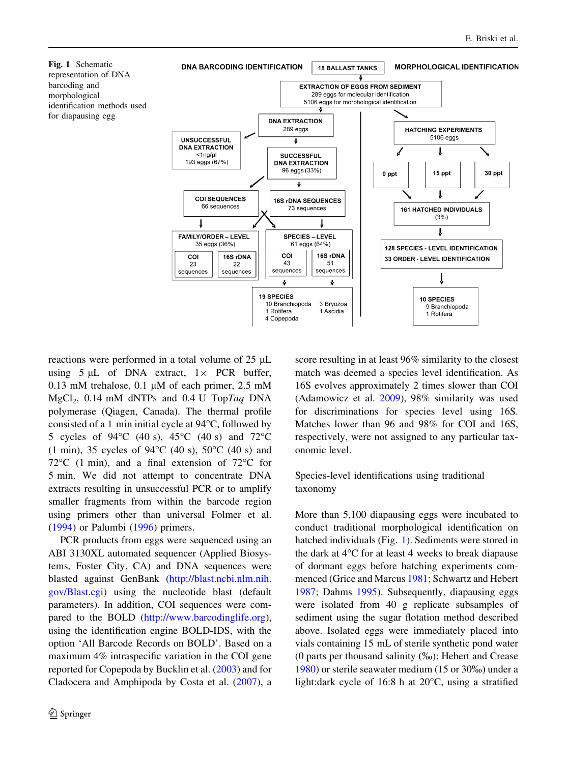**Fig. 1** Schematic representation of DNA barcoding and morphological identification methods used for diapausing egg

reactions were performed in a total volume of 25 µL using 5 µL of DNA extract, 1× PCR buffer, 0.13 mM trehalose, 0.1 µM of each primer, 2.5 mM $MgCl_2$, 0.14 mM dNTPs and 0.4 U Top*Taq* DNA polymerase (Qiagen, Canada). The thermal profile consisted of a 1 min initial cycle at 94°C, followed by 5 cycles of 94°C (40 s), 45°C (40 s) and 72°C (1 min), 35 cycles of 94°C (40 s), 50°C (40 s) and 72°C (1 min), and a final extension of 72°C for 5 min. We did not attempt to concentrate DNA extracts resulting in unsuccessful PCR or to amplify smaller fragments from within the barcode region using primers other than universal Folmer et al. (1994) or Palumbi (1996) primers.

PCR products from eggs were sequenced using an ABI 3130XL automated sequencer (Applied Biosystems, Foster City, CA) and DNA sequences were blasted against GenBank (http://blast.ncbi.nlm.nih.gov/Blast.cgi) using the nucleotide blast (default parameters). In addition, COI sequences were compared to the BOLD (http://www.barcodinglife.org), using the identification engine BOLD-IDS, with the option 'All Barcode Records on BOLD'. Based on a maximum 4% intraspecific variation in the COI gene reported for Copepoda by Bucklin et al. (2003) and for Cladocera and Amphipoda by Costa et al. (2007), a score resulting in at least 96% similarity to the closest match was deemed a species level identification. As 16S evolves approximately 2 times slower than COI (Adamowicz et al. 2009), 98% similarity was used for discriminations for species level using 16S. Matches lower than 96 and 98% for COI and 16S, respectively, were not assigned to any particular taxonomic level.

## Species-level identifications using traditional taxonomy

More than 5,100 diapausing eggs were incubated to conduct traditional morphological identification on hatched individuals (Fig. 1). Sediments were stored in the dark at 4°C for at least 4 weeks to break diapause of dormant eggs before hatching experiments commenced (Grice and Marcus 1981; Schwartz and Hebert 1987; Dahms 1995). Subsequently, diapausing eggs were isolated from 40 g replicate subsamples of sediment using the sugar flotation method described above. Isolated eggs were immediately placed into vials containing 15 mL of sterile synthetic pond water (0 parts per thousand salinity (‰); Hebert and Crease 1980) or sterile seawater medium (15 or 30‰) under a light:dark cycle of 16:8 h at 20°C, using a stratified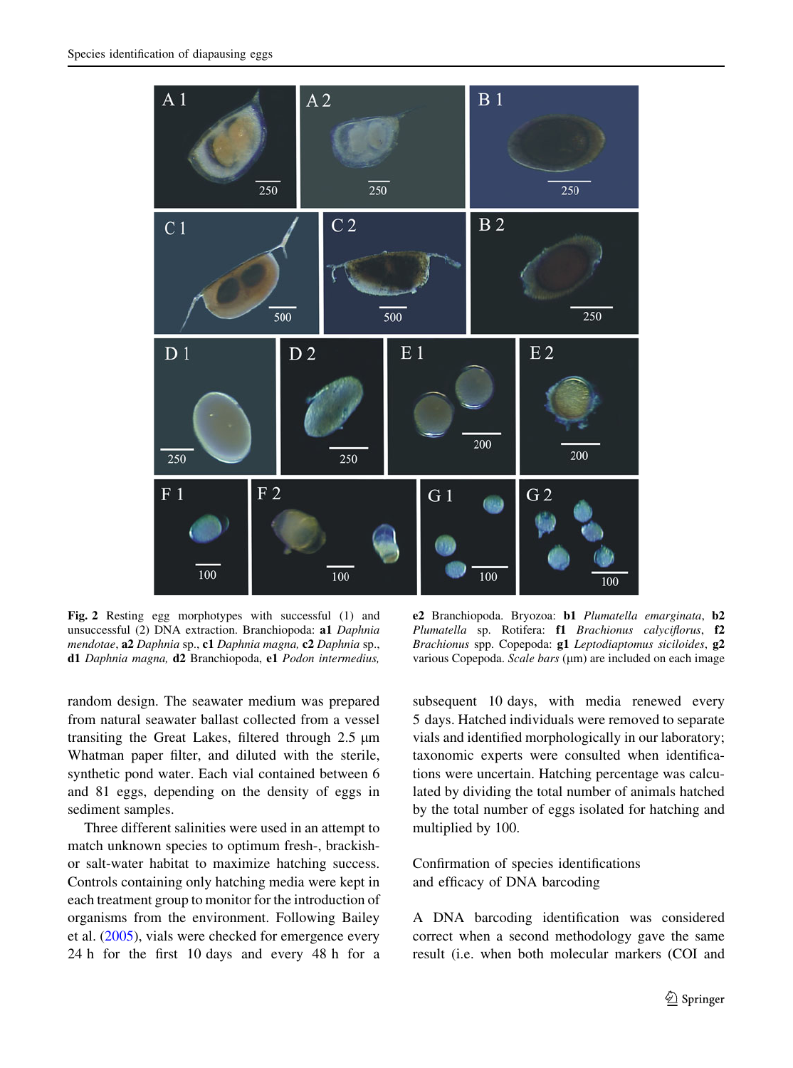**Fig. 2** Resting egg morphotypes with successful (1) and unsuccessful (2) DNA extraction. Branchiopoda: **a1** *Daphnia mendotae*, **a2** *Daphnia* sp., **c1** *Daphnia magna*, **c2** *Daphnia* sp., **d1** *Daphnia magna,* **d2** Branchiopoda, **e1** *Podon intermedius,* **e2** Branchiopoda. Bryozoa: **b1** *Plumatella emarginata*, **b2** *Plumatella* sp. Rotifera: **f1** *Brachionus calyciflorus*, **f2** *Brachionus* spp. Copepoda: **g1** *Leptodiaptomus siciloides*, **g2** various Copepoda. *Scale bars* (µm) are included on each image

random design. The seawater medium was prepared from natural seawater ballast collected from a vessel transiting the Great Lakes, filtered through 2.5 µm Whatman paper filter, and diluted with the sterile, synthetic pond water. Each vial contained between 6 and 81 eggs, depending on the density of eggs in sediment samples.

Three different salinities were used in an attempt to match unknown species to optimum fresh-, brackish- or salt-water habitat to maximize hatching success. Controls containing only hatching media were kept in each treatment group to monitor for the introduction of organisms from the environment. Following Bailey et al. (2005), vials were checked for emergence every 24 h for the first 10 days and every 48 h for a subsequent 10 days, with media renewed every 5 days. Hatched individuals were removed to separate vials and identified morphologically in our laboratory; taxonomic experts were consulted when identifications were uncertain. Hatching percentage was calculated by dividing the total number of animals hatched by the total number of eggs isolated for hatching and multiplied by 100.

## Confirmation of species identifications and efficacy of DNA barcoding

A DNA barcoding identification was considered correct when a second methodology gave the same result (i.e. when both molecular markers (COI and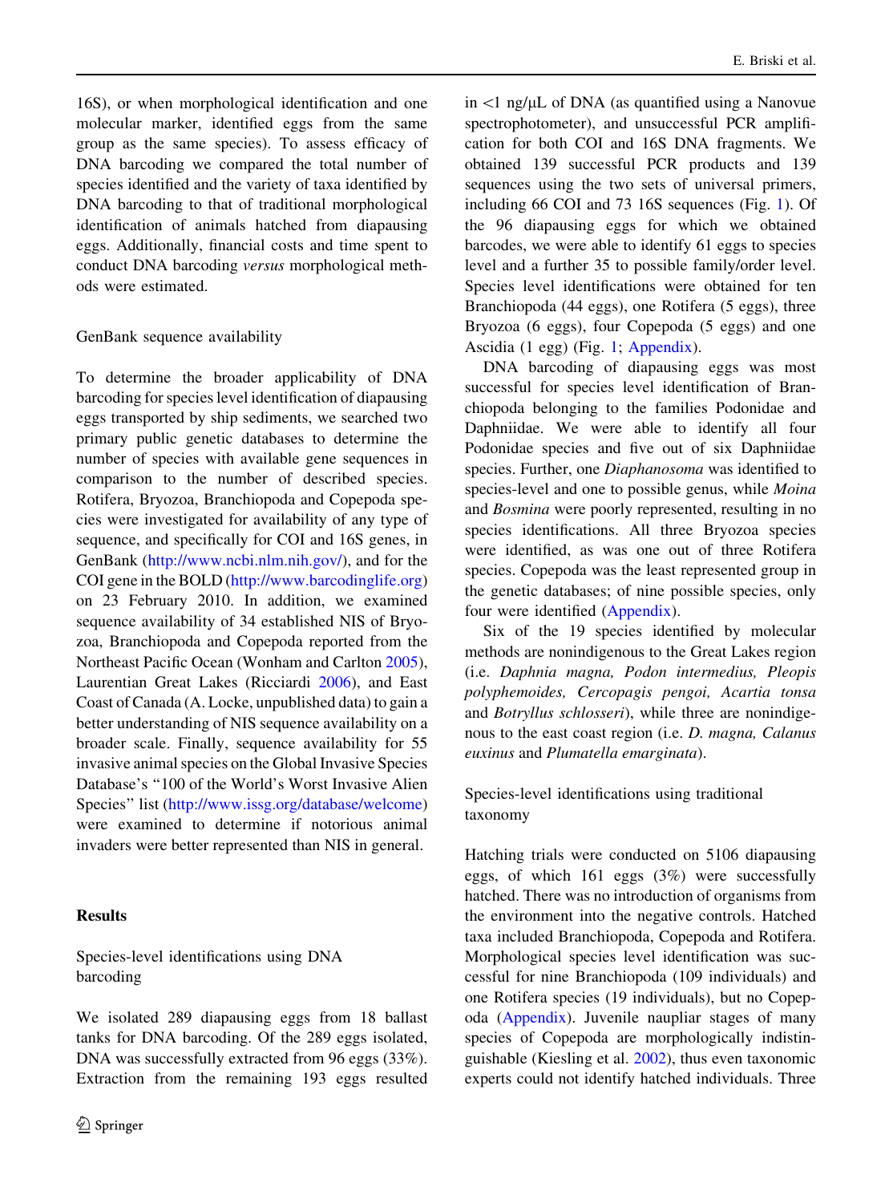16S), or when morphological identification and one molecular marker, identified eggs from the same group as the same species). To assess efficacy of DNA barcoding we compared the total number of species identified and the variety of taxa identified by DNA barcoding to that of traditional morphological identification of animals hatched from diapausing eggs. Additionally, financial costs and time spent to conduct DNA barcoding *versus* morphological methods were estimated.

### GenBank sequence availability

To determine the broader applicability of DNA barcoding for species level identification of diapausing eggs transported by ship sediments, we searched two primary public genetic databases to determine the number of species with available gene sequences in comparison to the number of described species. Rotifera, Bryozoa, Branchiopoda and Copepoda species were investigated for availability of any type of sequence, and specifically for COI and 16S genes, in GenBank (http://www.ncbi.nlm.nih.gov/), and for the COI gene in the BOLD (http://www.barcodinglife.org) on 23 February 2010. In addition, we examined sequence availability of 34 established NIS of Bryozoa, Branchiopoda and Copepoda reported from the Northeast Pacific Ocean (Wonham and Carlton 2005), Laurentian Great Lakes (Ricciardi 2006), and East Coast of Canada (A. Locke, unpublished data) to gain a better understanding of NIS sequence availability on a broader scale. Finally, sequence availability for 55 invasive animal species on the Global Invasive Species Database's "100 of the World's Worst Invasive Alien Species" list (http://www.issg.org/database/welcome) were examined to determine if notorious animal invaders were better represented than NIS in general.

## Results

### Species-level identifications using DNA barcoding

We isolated 289 diapausing eggs from 18 ballast tanks for DNA barcoding. Of the 289 eggs isolated, DNA was successfully extracted from 96 eggs (33%). Extraction from the remaining 193 eggs resulted in <1 ng/μL of DNA (as quantified using a Nanovue spectrophotometer), and unsuccessful PCR amplification for both COI and 16S DNA fragments. We obtained 139 successful PCR products and 139 sequences using the two sets of universal primers, including 66 COI and 73 16S sequences (Fig. 1). Of the 96 diapausing eggs for which we obtained barcodes, we were able to identify 61 eggs to species level and a further 35 to possible family/order level. Species level identifications were obtained for ten Branchiopoda (44 eggs), one Rotifera (5 eggs), three Bryozoa (6 eggs), four Copepoda (5 eggs) and one Ascidia (1 egg) (Fig. 1; Appendix).

DNA barcoding of diapausing eggs was most successful for species level identification of Branchiopoda belonging to the families Podonidae and Daphniidae. We were able to identify all four Podonidae species and five out of six Daphniidae species. Further, one *Diaphanosoma* was identified to species-level and one to possible genus, while *Moina* and *Bosmina* were poorly represented, resulting in no species identifications. All three Bryozoa species were identified, as was one out of three Rotifera species. Copepoda was the least represented group in the genetic databases; of nine possible species, only four were identified (Appendix).

Six of the 19 species identified by molecular methods are nonindigenous to the Great Lakes region (i.e. *Daphnia magna, Podon intermedius, Pleopis polyphemoides, Cercopagis pengoi, Acartia tonsa* and *Botryllus schlosseri*), while three are nonindigenous to the east coast region (i.e. *D. magna, Calanus euxinus* and *Plumatella emarginata*).

### Species-level identifications using traditional taxonomy

Hatching trials were conducted on 5106 diapausing eggs, of which 161 eggs (3%) were successfully hatched. There was no introduction of organisms from the environment into the negative controls. Hatched taxa included Branchiopoda, Copepoda and Rotifera. Morphological species level identification was successful for nine Branchiopoda (109 individuals) and one Rotifera species (19 individuals), but no Copepoda (Appendix). Juvenile naupliar stages of many species of Copepoda are morphologically indistinguishable (Kiesling et al. 2002), thus even taxonomic experts could not identify hatched individuals. Three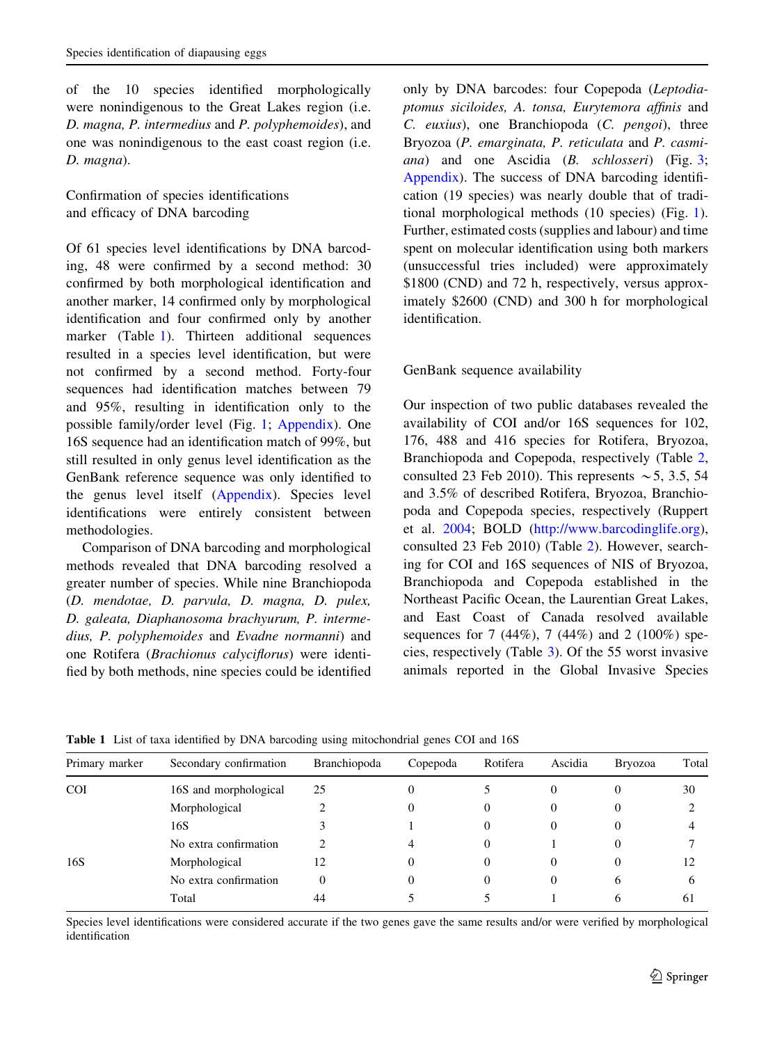of the 10 species identified morphologically were nonindigenous to the Great Lakes region (i.e. *D. magna*, *P. intermedius* and *P. polyphemoides*), and one was nonindigenous to the east coast region (i.e. *D. magna*).

## Confirmation of species identifications and efficacy of DNA barcoding

Of 61 species level identifications by DNA barcoding, 48 were confirmed by a second method: 30 confirmed by both morphological identification and another marker, 14 confirmed only by morphological identification and four confirmed only by another marker (Table 1). Thirteen additional sequences resulted in a species level identification, but were not confirmed by a second method. Forty-four sequences had identification matches between 79 and 95%, resulting in identification only to the possible family/order level (Fig. 1; Appendix). One 16S sequence had an identification match of 99%, but still resulted in only genus level identification as the GenBank reference sequence was only identified to the genus level itself (Appendix). Species level identifications were entirely consistent between methodologies.

Comparison of DNA barcoding and morphological methods revealed that DNA barcoding resolved a greater number of species. While nine Branchiopoda (*D. mendotae, D. parvula, D. magna, D. pulex, D. galeata, Diaphanosoma brachyurum, P. intermedius, P. polyphemoides* and *Evadne normanni*) and one Rotifera (*Brachionus calyciflorus*) were identified by both methods, nine species could be identified only by DNA barcodes: four Copepoda (*Leptodiaptomus siciloides, A. tonsa, Eurytemora affinis* and *C. euxius*), one Branchiopoda (*C. pengoi*), three Bryozoa (*P. emarginata, P. reticulata* and *P. casmiana*) and one Ascidia (*B. schlosseri*) (Fig. 3; Appendix). The success of DNA barcoding identification (19 species) was nearly double that of traditional morphological methods (10 species) (Fig. 1). Further, estimated costs (supplies and labour) and time spent on molecular identification using both markers (unsuccessful tries included) were approximately $1800 (CND) and 72 h, respectively, versus approximately $2600 (CND) and 300 h for morphological identification.

## GenBank sequence availability

Our inspection of two public databases revealed the availability of COI and/or 16S sequences for 102, 176, 488 and 416 species for Rotifera, Bryozoa, Branchiopoda and Copepoda, respectively (Table 2, consulted 23 Feb 2010). This represents ~5, 3.5, 54 and 3.5% of described Rotifera, Bryozoa, Branchiopoda and Copepoda species, respectively (Ruppert et al. 2004; BOLD (http://www.barcodinglife.org), consulted 23 Feb 2010) (Table 2). However, searching for COI and 16S sequences of NIS of Bryozoa, Branchiopoda and Copepoda established in the Northeast Pacific Ocean, the Laurentian Great Lakes, and East Coast of Canada resolved available sequences for 7 (44%), 7 (44%) and 2 (100%) species, respectively (Table 3). Of the 55 worst invasive animals reported in the Global Invasive Species

**Table 1** List of taxa identified by DNA barcoding using mitochondrial genes COI and 16S

| Primary marker | Secondary confirmation | Branchiopoda | Copepoda | Rotifera | Ascidia | Bryozoa | Total |
|---|---|---|---|---|---|---|---|
| COI | 16S and morphological | 25 | 0 | 5 | 0 | 0 | 30 |
| | Morphological | 2 | 0 | 0 | 0 | 0 | 2 |
| | 16S | 3 | 1 | 0 | 0 | 0 | 4 |
| | No extra confirmation | 2 | 4 | 0 | 1 | 0 | 7 |
| 16S | Morphological | 12 | 0 | 0 | 0 | 0 | 12 |
| | No extra confirmation | 0 | 0 | 0 | 0 | 6 | 6 |
| | Total | 44 | 5 | 5 | 1 | 6 | 61 |

Species level identifications were considered accurate if the two genes gave the same results and/or were verified by morphological identification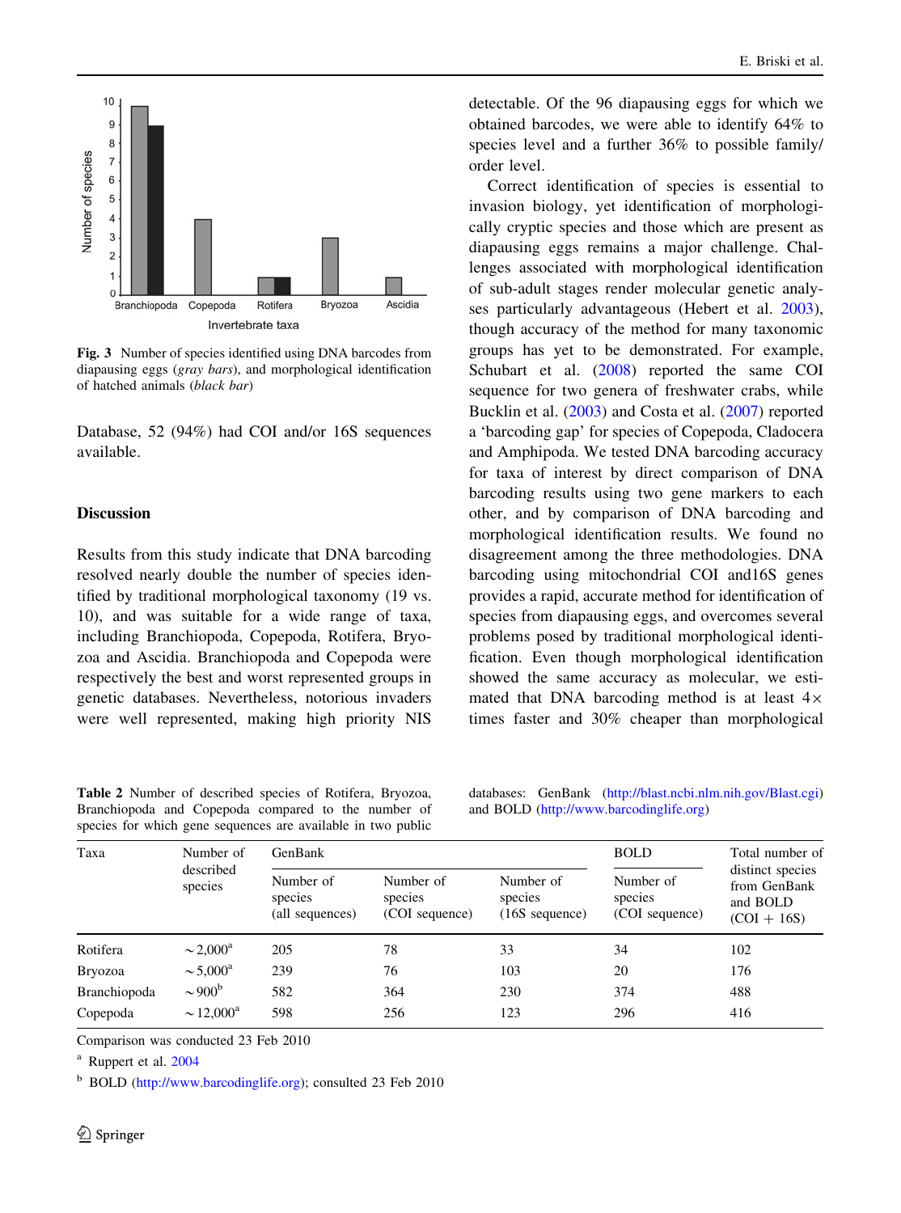Fig. 3 Number of species identified using DNA barcodes from diapausing eggs (*gray bars*), and morphological identification of hatched animals (*black bar*)

Database, 52 (94%) had COI and/or 16S sequences available.

## Discussion

Results from this study indicate that DNA barcoding resolved nearly double the number of species identified by traditional morphological taxonomy (19 vs. 10), and was suitable for a wide range of taxa, including Branchiopoda, Copepoda, Rotifera, Bryozoa and Ascidia. Branchiopoda and Copepoda were respectively the best and worst represented groups in genetic databases. Nevertheless, notorious invaders were well represented, making high priority NIS detectable. Of the 96 diapausing eggs for which we obtained barcodes, we were able to identify 64% to species level and a further 36% to possible family/order level.

Correct identification of species is essential to invasion biology, yet identification of morphologically cryptic species and those which are present as diapausing eggs remains a major challenge. Challenges associated with morphological identification of sub-adult stages render molecular genetic analyses particularly advantageous (Hebert et al. 2003), though accuracy of the method for many taxonomic groups has yet to be demonstrated. For example, Schubart et al. (2008) reported the same COI sequence for two genera of freshwater crabs, while Bucklin et al. (2003) and Costa et al. (2007) reported a 'barcoding gap' for species of Copepoda, Cladocera and Amphipoda. We tested DNA barcoding accuracy for taxa of interest by direct comparison of DNA barcoding results using two gene markers to each other, and by comparison of DNA barcoding and morphological identification results. We found no disagreement among the three methodologies. DNA barcoding using mitochondrial COI and16S genes provides a rapid, accurate method for identification of species from diapausing eggs, and overcomes several problems posed by traditional morphological identification. Even though morphological identification showed the same accuracy as molecular, we estimated that DNA barcoding method is at least 4× times faster and 30% cheaper than morphological

Table 2 Number of described species of Rotifera, Bryozoa, Branchiopoda and Copepoda compared to the number of species for which gene sequences are available in two public databases: GenBank (http://blast.ncbi.nlm.nih.gov/Blast.cgi) and BOLD (http://www.barcodinglife.org)

| Taxa | Number of described species | GenBank | | | BOLD | Total number of distinct species from GenBank and BOLD (COI + 16S) |
|---|---|---|---|---|---|---|
| | | Number of species (all sequences) | Number of species (COI sequence) | Number of species (16S sequence) | Number of species (COI sequence) | |
| Rotifera | ~2,000[a] | 205 | 78 | 33 | 34 | 102 |
| Bryozoa | ~5,000[a] | 239 | 76 | 103 | 20 | 176 |
| Branchiopoda | ~900[b] | 582 | 364 | 230 | 374 | 488 |
| Copepoda | ~12,000[a] | 598 | 256 | 123 | 296 | 416 |

Comparison was conducted 23 Feb 2010

[a] Ruppert et al. 2004

[b] BOLD (http://www.barcodinglife.org); consulted 23 Feb 2010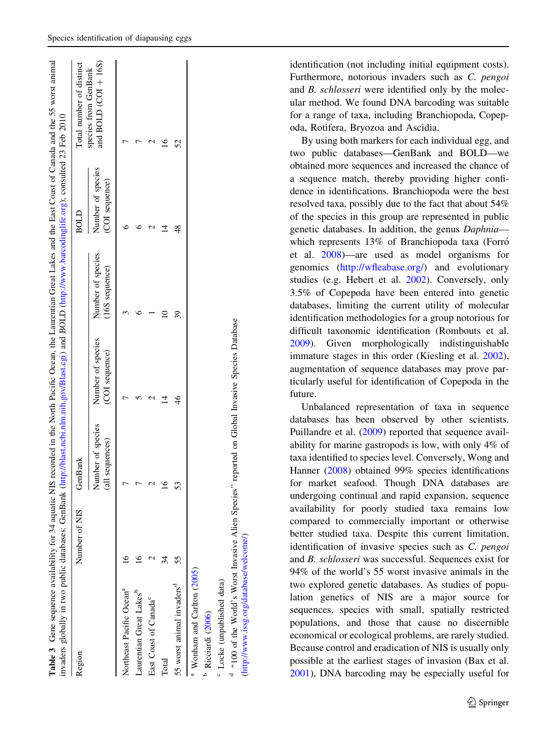**Table 3** Gene sequence availability for 34 aquatic NIS recorded in the North Pacific Ocean, the Laurentian Great Lakes and the East Coast of Canada and the 55 worst animal invaders globally in two public databases: GenBank (http://blast.ncbi.nlm.nih.gov/Blast.cgi) and BOLD (http://www.barcodinglife.org); consulted 23 Feb 2010

| Region | Number of NIS | GenBank | | | BOLD | Total number of distinct species from GenBank and BOLD (COI + 16S) |
|---|---|---|---|---|---|---|
| | | Number of species (all sequences) | Number of species (COI sequence) | Number of species (16S sequence) | Number of species (COI sequence) | |
| Northeast Pacific Ocean[a] | 16 | 7 | 7 | 3 | 6 | 7 |
| Laurentian Great Lakes[b] | 16 | 7 | 5 | 6 | 6 | 7 |
| East Coast of Canada[c] | 2 | 2 | 2 | 1 | 2 | 2 |
| Total | 34 | 16 | 14 | 10 | 14 | 16 |
| 55 worst animal invaders[d] | 55 | 53 | 46 | 39 | 48 | 52 |

[a] Wonham and Carlton (2005)

[b] Ricciardi (2006)

[c] Locke (unpublished data)

[d] "100 of the World's Worst Invasive Alien Species" reported on Global Invasive Species Database (http://www.issg.org/database/welcome/)

identification (not including initial equipment costs). Furthermore, notorious invaders such as *C. pengoi* and *B. schlosseri* were identified only by the molecular method. We found DNA barcoding was suitable for a range of taxa, including Branchiopoda, Copepoda, Rotifera, Bryozoa and Ascidia.

By using both markers for each individual egg, and two public databases—GenBank and BOLD—we obtained more sequences and increased the chance of a sequence match, thereby providing higher confidence in identifications. Branchiopoda were the best resolved taxa, possibly due to the fact that about 54% of the species in this group are represented in public genetic databases. In addition, the genus *Daphnia*—which represents 13% of Branchiopoda taxa (Forró et al. 2008)—are used as model organisms for genomics (http://wfleabase.org/) and evolutionary studies (e.g. Hebert et al. 2002). Conversely, only 3.5% of Copepoda have been entered into genetic databases, limiting the current utility of molecular identification methodologies for a group notorious for difficult taxonomic identification (Rombouts et al. 2009). Given morphologically indistinguishable immature stages in this order (Kiesling et al. 2002), augmentation of sequence databases may prove particularly useful for identification of Copepoda in the future.

Unbalanced representation of taxa in sequence databases has been observed by other scientists. Puillandre et al. (2009) reported that sequence availability for marine gastropods is low, with only 4% of taxa identified to species level. Conversely, Wong and Hanner (2008) obtained 99% species identifications for market seafood. Though DNA databases are undergoing continual and rapid expansion, sequence availability for poorly studied taxa remains low compared to commercially important or otherwise better studied taxa. Despite this current limitation, identification of invasive species such as *C. pengoi* and *B. schlosseri* was successful. Sequences exist for 94% of the world's 55 worst invasive animals in the two explored genetic databases. As studies of population genetics of NIS are a major source for sequences, species with small, spatially restricted populations, and those that cause no discernible economical or ecological problems, are rarely studied. Because control and eradication of NIS is usually only possible at the earliest stages of invasion (Bax et al. 2001), DNA barcoding may be especially useful for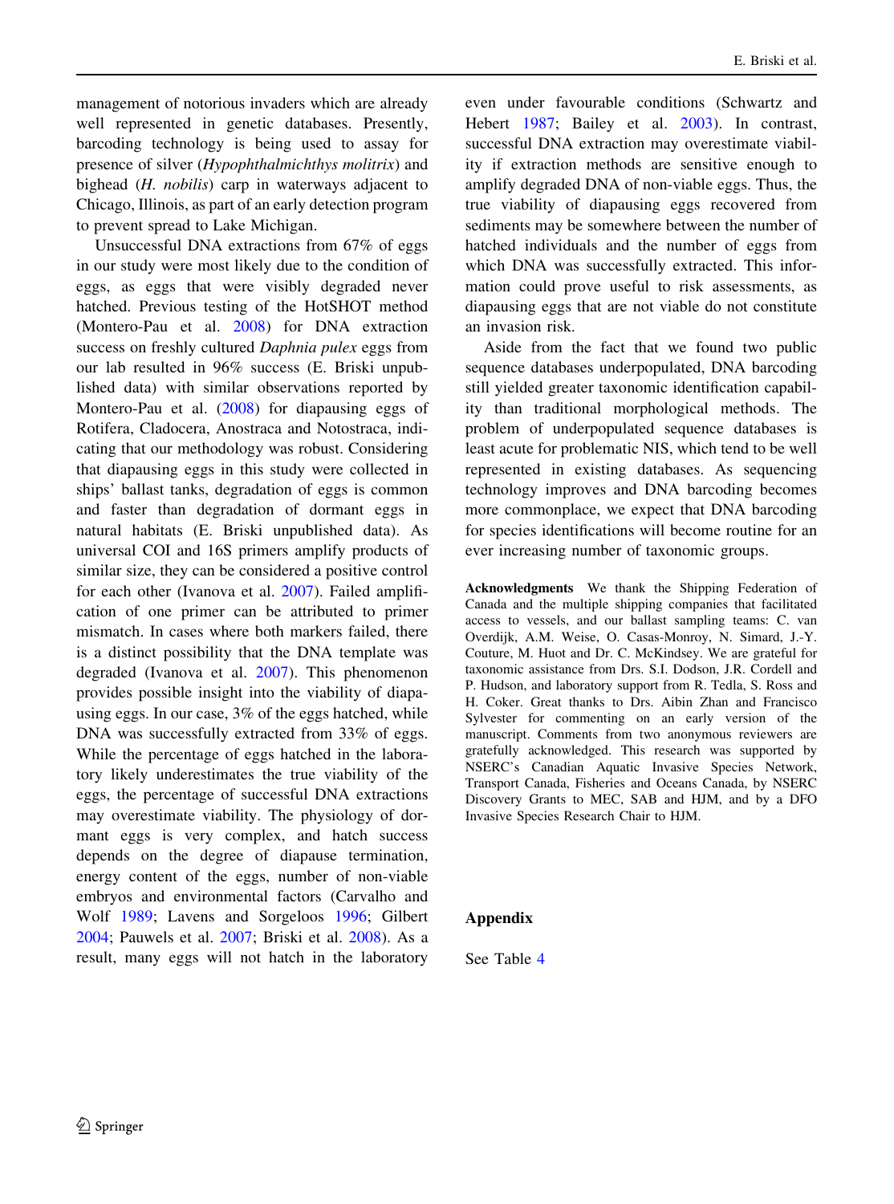management of notorious invaders which are already well represented in genetic databases. Presently, barcoding technology is being used to assay for presence of silver (*Hypophthalmichthys molitrix*) and bighead (*H. nobilis*) carp in waterways adjacent to Chicago, Illinois, as part of an early detection program to prevent spread to Lake Michigan.

Unsuccessful DNA extractions from 67% of eggs in our study were most likely due to the condition of eggs, as eggs that were visibly degraded never hatched. Previous testing of the HotSHOT method (Montero-Pau et al. 2008) for DNA extraction success on freshly cultured *Daphnia pulex* eggs from our lab resulted in 96% success (E. Briski unpublished data) with similar observations reported by Montero-Pau et al. (2008) for diapausing eggs of Rotifera, Cladocera, Anostraca and Notostraca, indicating that our methodology was robust. Considering that diapausing eggs in this study were collected in ships' ballast tanks, degradation of eggs is common and faster than degradation of dormant eggs in natural habitats (E. Briski unpublished data). As universal COI and 16S primers amplify products of similar size, they can be considered a positive control for each other (Ivanova et al. 2007). Failed amplification of one primer can be attributed to primer mismatch. In cases where both markers failed, there is a distinct possibility that the DNA template was degraded (Ivanova et al. 2007). This phenomenon provides possible insight into the viability of diapausing eggs. In our case, 3% of the eggs hatched, while DNA was successfully extracted from 33% of eggs. While the percentage of eggs hatched in the laboratory likely underestimates the true viability of the eggs, the percentage of successful DNA extractions may overestimate viability. The physiology of dormant eggs is very complex, and hatch success depends on the degree of diapause termination, energy content of the eggs, number of non-viable embryos and environmental factors (Carvalho and Wolf 1989; Lavens and Sorgeloos 1996; Gilbert 2004; Pauwels et al. 2007; Briski et al. 2008). As a result, many eggs will not hatch in the laboratory even under favourable conditions (Schwartz and Hebert 1987; Bailey et al. 2003). In contrast, successful DNA extraction may overestimate viability if extraction methods are sensitive enough to amplify degraded DNA of non-viable eggs. Thus, the true viability of diapausing eggs recovered from sediments may be somewhere between the number of hatched individuals and the number of eggs from which DNA was successfully extracted. This information could prove useful to risk assessments, as diapausing eggs that are not viable do not constitute an invasion risk.

Aside from the fact that we found two public sequence databases underpopulated, DNA barcoding still yielded greater taxonomic identification capability than traditional morphological methods. The problem of underpopulated sequence databases is least acute for problematic NIS, which tend to be well represented in existing databases. As sequencing technology improves and DNA barcoding becomes more commonplace, we expect that DNA barcoding for species identifications will become routine for an ever increasing number of taxonomic groups.

**Acknowledgments** We thank the Shipping Federation of Canada and the multiple shipping companies that facilitated access to vessels, and our ballast sampling teams: C. van Overdijk, A.M. Weise, O. Casas-Monroy, N. Simard, J.-Y. Couture, M. Huot and Dr. C. McKindsey. We are grateful for taxonomic assistance from Drs. S.I. Dodson, J.R. Cordell and P. Hudson, and laboratory support from R. Tedla, S. Ross and H. Coker. Great thanks to Drs. Aibin Zhan and Francisco Sylvester for commenting on an early version of the manuscript. Comments from two anonymous reviewers are gratefully acknowledged. This research was supported by NSERC's Canadian Aquatic Invasive Species Network, Transport Canada, Fisheries and Oceans Canada, by NSERC Discovery Grants to MEC, SAB and HJM, and by a DFO Invasive Species Research Chair to HJM.

## Appendix

See Table 4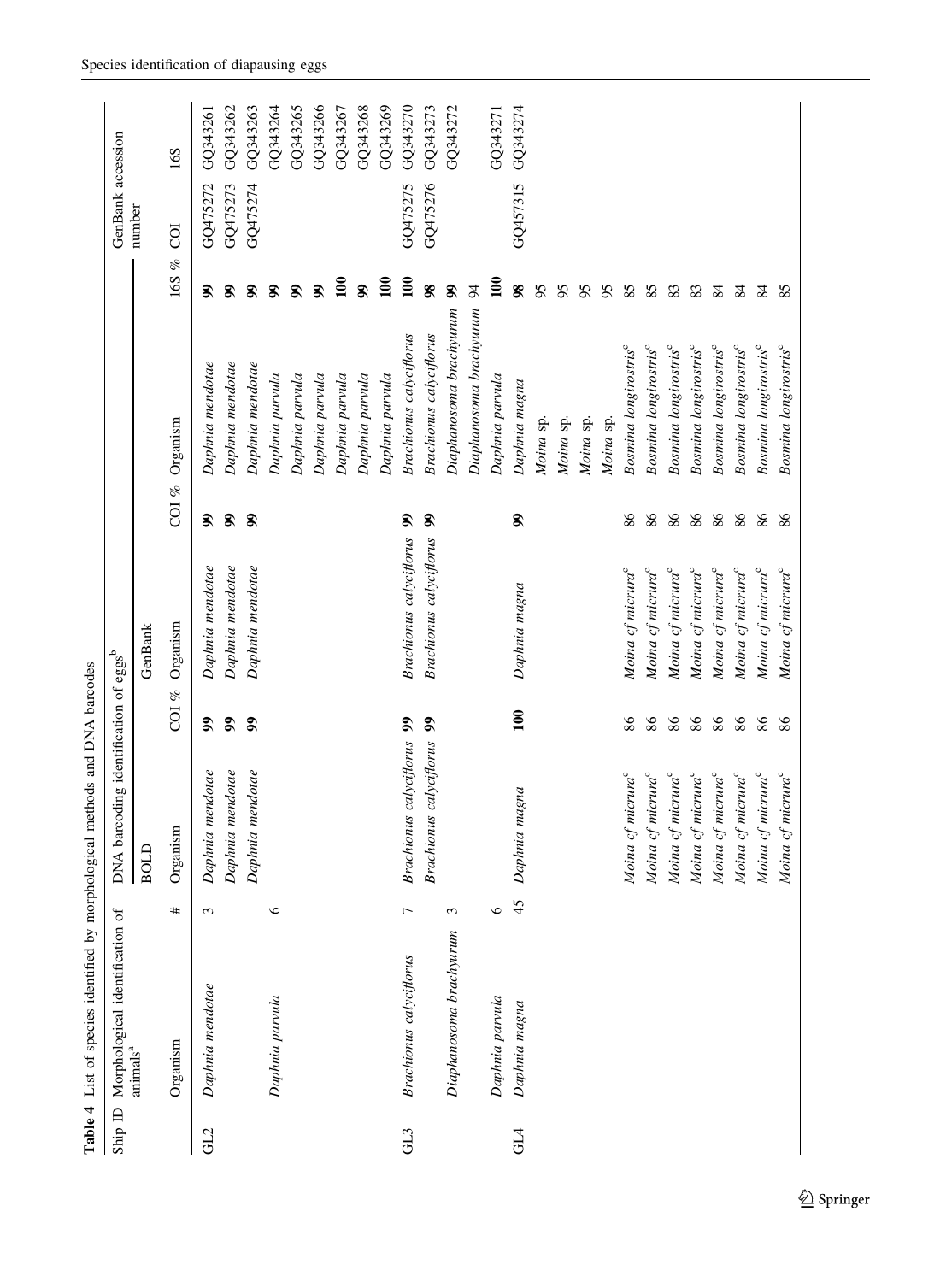**Table 4** List of species identified by morphological methods and DNA barcodes

| Ship ID | Morphological identification of animals[a] | | DNA barcoding identification of eggs[b] | | | | | | GenBank accession number | |
|---|---|---|---|---|---|---|---|---|---|---|
| | | | BOLD | | GenBank | | | | | |
| | Organism | # | Organism | COI % | Organism | COI % | Organism | 16S % | COI | 16S |
| GL2 | *Daphnia mendotae* | 3 | *Daphnia mendotae* | **99** | *Daphnia mendotae* | **99** | *Daphnia mendotae* | **99** | GQ475272 | GQ343261 |
| | | | *Daphnia mendotae* | **99** | *Daphnia mendotae* | **99** | *Daphnia mendotae* | **99** | GQ475273 | GQ343262 |
| | | | *Daphnia mendotae* | **99** | *Daphnia mendotae* | **99** | *Daphnia mendotae* | **99** | GQ475274 | GQ343263 |
| | *Daphnia parvula* | 6 | | | | | *Daphnia parvula* | **99** | | GQ343264 |
| | | | | | | | *Daphnia parvula* | **99** | | GQ343265 |
| | | | | | | | *Daphnia parvula* | **99** | | GQ343266 |
| | | | | | | | *Daphnia parvula* | **100** | | GQ343267 |
| | | | | | | | *Daphnia parvula* | **99** | | GQ343268 |
| | | | | | | | *Daphnia parvula* | **100** | | GQ343269 |
| GL3 | *Brachionus calyciflorus* | 7 | *Brachionus calyciflorus* | **99** | *Brachionus calyciflorus* | **99** | *Brachionus calyciflorus* | **100** | GQ475275 | GQ343270 |
| | | | *Brachionus calyciflorus* | **99** | *Brachionus calyciflorus* | **99** | *Brachionus calyciflorus* | **98** | GQ475276 | GQ343273 |
| | *Diaphanosoma brachyurum* | 3 | | | | | *Diaphanosoma brachyurum* | **99** | | GQ343272 |
| | | | | | | | *Diaphanosoma brachyurum* | 94 | | |
| | *Daphnia parvula* | 6 | | | | | *Daphnia parvula* | **100** | | GQ343271 |
| GL4 | *Daphnia magna* | 45 | *Daphnia magna* | **100** | *Daphnia magna* | **99** | *Daphnia magna* | **98** | GQ457315 | GQ343274 |
| | | | | | | | *Moina* sp. | 95 | | |
| | | | | | | | *Moina* sp. | 95 | | |
| | | | | | | | *Moina* sp. | 95 | | |
| | | | | | | | *Moina* sp. | 95 | | |
| | | | *Moina cf micrura*[c] | 86 | *Moina cf micrura*[c] | 86 | *Bosmina longirostris*[c] | 85 | | |
| | | | *Moina cf micrura*[c] | 86 | *Moina cf micrura*[c] | 86 | *Bosmina longirostris*[c] | 85 | | |
| | | | *Moina cf micrura*[c] | 86 | *Moina cf micrura*[c] | 86 | *Bosmina longirostris*[c] | 83 | | |
| | | | *Moina cf micrura*[c] | 86 | *Moina cf micrura*[c] | 86 | *Bosmina longirostris*[c] | 83 | | |
| | | | *Moina cf micrura*[c] | 86 | *Moina cf micrura*[c] | 86 | *Bosmina longirostris*[c] | 84 | | |
| | | | *Moina cf micrura*[c] | 86 | *Moina cf micrura*[c] | 86 | *Bosmina longirostris*[c] | 84 | | |
| | | | *Moina cf micrura*[c] | 86 | *Moina cf micrura*[c] | 86 | *Bosmina longirostris*[c] | 84 | | |
| | | | *Moina cf micrura*[c] | 86 | *Moina cf micrura*[c] | 86 | *Bosmina longirostris*[c] | 85 | | |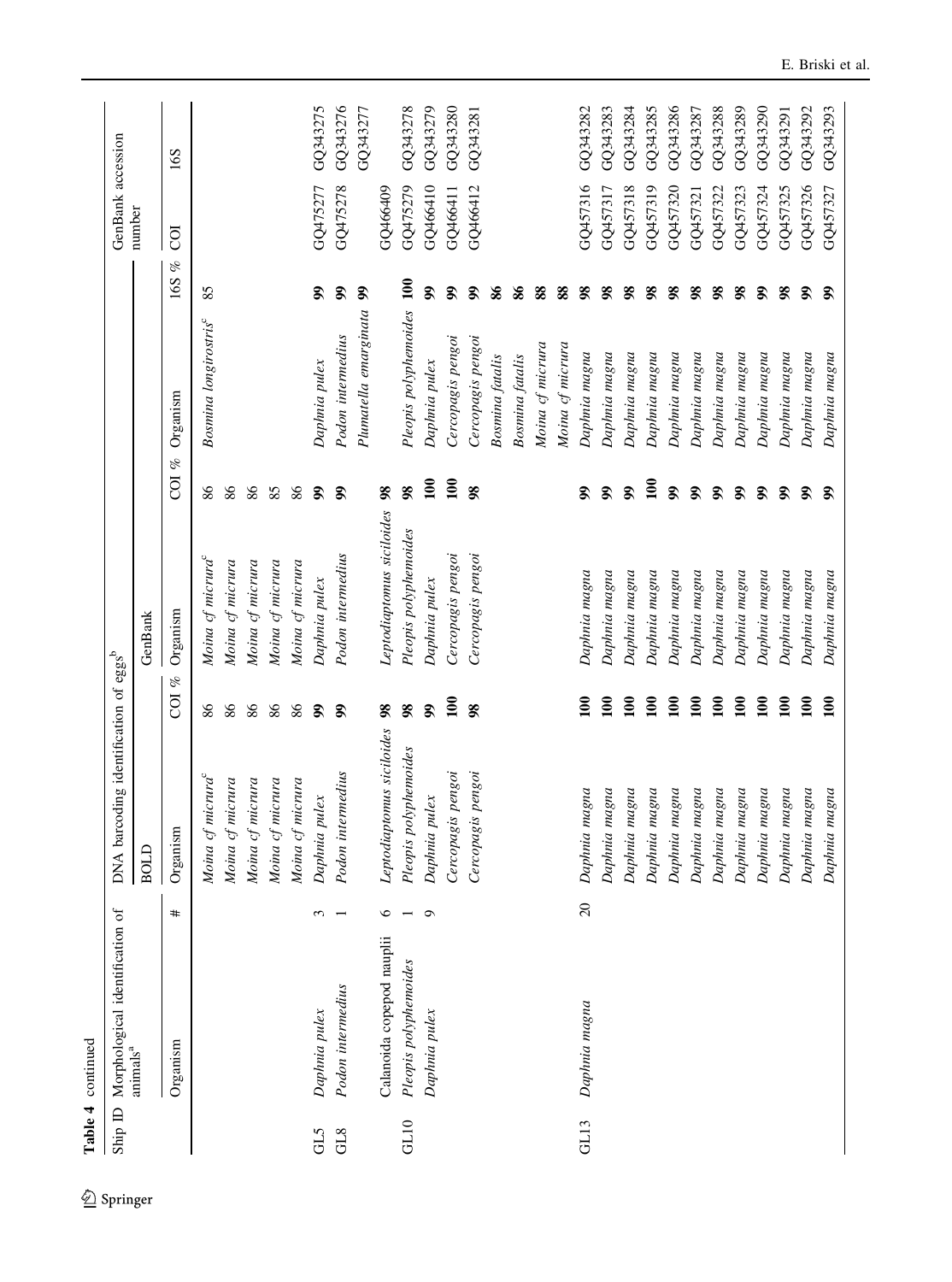Table 4 continued

| Ship ID | Morphological identification of animals[a] | | DNA barcoding identification of eggs[b] | | | | | | | GenBank accession number | |
|---|---|---|---|---|---|---|---|---|---|---|---|
| | | | BOLD | | GenBank | | | | | | |
| | Organism | # | Organism | COI % | Organism | COI % | Organism | 16S % | | COI | 16S |
| | | | *Moina* cf *micrura*[c] | 86 | *Moina* cf *micrura*[c] | 86 | *Bosmina longirostris*[c] | 85 | | | |
| | | | *Moina* cf *micrura* | 86 | *Moina* cf *micrura* | 86 | | | | | |
| | | | *Moina* cf *micrura* | 86 | *Moina* cf *micrura* | 86 | | | | | |
| | | | *Moina* cf *micrura* | 86 | *Moina* cf *micrura* | 85 | | | | | |
| | | | *Moina* cf *micrura* | 86 | *Moina* cf *micrura* | 86 | | | | | |
| GL5 | *Daphnia pulex* | 3 | *Daphnia pulex* | **99** | *Daphnia pulex* | **99** | *Daphnia pulex* | **99** | | GQ475277 | GQ343275 |
| GL8 | *Podon intermedius* | 1 | *Podon intermedius* | **99** | *Podon intermedius* | **99** | *Podon intermedius* | **99** | | GQ475278 | GQ343276 |
| | | | | | | | *Plumatella emarginata* | **99** | | | GQ343277 |
| | Calanoida copepod nauplii | 6 | *Leptodiaptomus siciloides* | **98** | *Leptodiaptomus siciloides* | **98** | | | | GQ466409 | |
| GL10 | *Pleopis polyphemoides* | 1 | *Pleopis polyphemoides* | **98** | *Pleopis polyphemoides* | **98** | *Pleopis polyphemoides* | **100** | | GQ475279 | GQ343278 |
| | *Daphnia pulex* | 9 | *Daphnia pulex* | **99** | *Daphnia pulex* | **100** | *Daphnia pulex* | **99** | | GQ466410 | GQ343279 |
| | | | *Cercopagis pengoi* | **100** | *Cercopagis pengoi* | **100** | *Cercopagis pengoi* | **99** | | GQ466411 | GQ343280 |
| | | | *Cercopagis pengoi* | **98** | *Cercopagis pengoi* | **98** | *Cercopagis pengoi* | **99** | | GQ466412 | GQ343281 |
| | | | | | | | *Bosmina fatalis* | **86** | | | |
| | | | | | | | *Bosmina fatalis* | **86** | | | |
| | | | | | | | *Moina* cf *micrura* | **88** | | | |
| | | | | | | | *Moina* cf *micrura* | **88** | | | |
| GL13 | *Daphnia magna* | 20 | *Daphnia magna* | **100** | *Daphnia magna* | **99** | *Daphnia magna* | **98** | | GQ457316 | GQ343282 |
| | | | *Daphnia magna* | **100** | *Daphnia magna* | **99** | *Daphnia magna* | **98** | | GQ457317 | GQ343283 |
| | | | *Daphnia magna* | **100** | *Daphnia magna* | **99** | *Daphnia magna* | **98** | | GQ457318 | GQ343284 |
| | | | *Daphnia magna* | **100** | *Daphnia magna* | **100** | *Daphnia magna* | **98** | | GQ457319 | GQ343285 |
| | | | *Daphnia magna* | **100** | *Daphnia magna* | **99** | *Daphnia magna* | **98** | | GQ457320 | GQ343286 |
| | | | *Daphnia magna* | **100** | *Daphnia magna* | **99** | *Daphnia magna* | **98** | | GQ457321 | GQ343287 |
| | | | *Daphnia magna* | **100** | *Daphnia magna* | **99** | *Daphnia magna* | **98** | | GQ457322 | GQ343288 |
| | | | *Daphnia magna* | **100** | *Daphnia magna* | **99** | *Daphnia magna* | **98** | | GQ457323 | GQ343289 |
| | | | *Daphnia magna* | **100** | *Daphnia magna* | **99** | *Daphnia magna* | **99** | | GQ457324 | GQ343290 |
| | | | *Daphnia magna* | **100** | *Daphnia magna* | **99** | *Daphnia magna* | **98** | | GQ457325 | GQ343291 |
| | | | *Daphnia magna* | **100** | *Daphnia magna* | **99** | *Daphnia magna* | **99** | | GQ457326 | GQ343292 |
| | | | *Daphnia magna* | **100** | *Daphnia magna* | **99** | *Daphnia magna* | **99** | | GQ457327 | GQ343293 |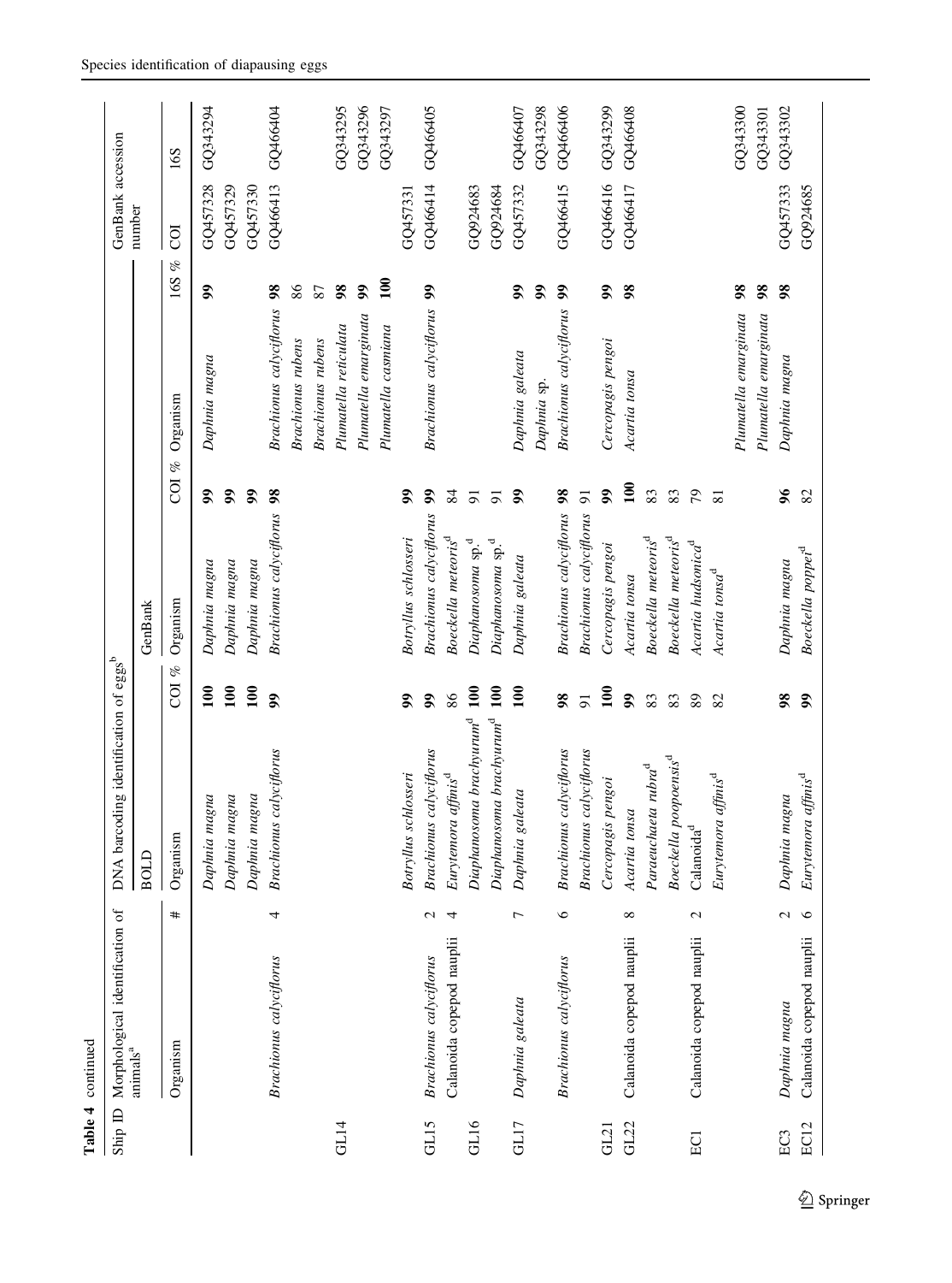**Table 4** continued

| Ship ID | Morphological identification of animals[a] | | DNA barcoding identification of eggs[b] | | | | | | GenBank accession number | |
|---|---|---|---|---|---|---|---|---|---|---|
| | Organism | # | BOLD | | GenBank | | | | COI | 16S |
| | | | Organism | COI % | Organism | COI % | Organism | 16S % | | |
| | | | *Daphnia magna* | **100** | *Daphnia magna* | **99** | *Daphnia magna* | **99** | GQ457328 | GQ343294 |
| | | | *Daphnia magna* | **100** | *Daphnia magna* | **99** | | | GQ457329 | |
| | | | *Daphnia magna* | **100** | *Daphnia magna* | **99** | | | GQ457330 | |
| | *Brachionus calyciflorus* | 4 | *Brachionus calyciflorus* | **99** | *Brachionus calyciflorus* | **98** | *Brachionus calyciflorus* | **98** | GQ466413 | GQ466404 |
| | | | | | | | *Brachionus rubens* | 86 | | |
| | | | | | | | *Brachionus rubens* | 87 | | |
| GL14 | | | | | | | *Plumatella reticulata* | **98** | | GQ343295 |
| | | | | | | | *Plumatella emarginata* | **99** | | GQ343296 |
| | | | | | | | *Plumatella casmiana* | **100** | | GQ343297 |
| | | | *Botryllus schlosseri* | **99** | *Botryllus schlosseri* | **99** | | | GQ457331 | |
| GL15 | *Brachionus calyciflorus* | 2 | *Brachionus calyciflorus* | **99** | *Brachionus calyciflorus* | **99** | *Brachionus calyciflorus* | **99** | GQ466414 | GQ466405 |
| | Calanoida copepod nauplii | 4 | *Eurytemora affinis*[d] | 86 | *Boeckella meteoris*[d] | 84 | | | | |
| GL16 | | | *Diaphanosoma brachyurum*[d] | **100** | *Diaphanosoma* sp.[d] | 91 | | | GQ924683 | |
| | | | *Diaphanosoma brachyurum*[d] | **100** | *Diaphanosoma* sp.[d] | 91 | | | GQ924684 | |
| GL17 | *Daphnia galeata* | 7 | *Daphnia galeata* | **100** | *Daphnia galeata* | **99** | *Daphnia galeata* | **99** | GQ457332 | GQ466407 |
| | | | | | | | *Daphnia* sp. | **99** | | GQ343298 |
| | *Brachionus calyciflorus* | 6 | *Brachionus calyciflorus* | **98** | *Brachionus calyciflorus* | **98** | *Brachionus calyciflorus* | **99** | GQ466415 | GQ466406 |
| | | | *Brachionus calyciflorus* | 91 | *Brachionus calyciflorus* | 91 | | | | |
| GL21 | | | *Cercopagis pengoi* | **100** | *Cercopagis pengoi* | **99** | *Cercopagis pengoi* | **99** | GQ466416 | GQ343299 |
| GL22 | Calanoida copepod nauplii | 8 | *Acartia tonsa* | **99** | *Acartia tonsa* | **100** | *Acartia tonsa* | **98** | GQ466417 | GQ466408 |
| | | | *Paraeuchaeta rubra*[d] | 83 | *Boeckella meteoris*[d] | 83 | | | | |
| | | | *Boeckella poopoensis*[d] | 83 | *Boeckella meteoris*[d] | 83 | | | | |
| EC1 | Calanoida copepod nauplii | 2 | Calanoida[d] | 89 | *Acartia hudsonica*[d] | 79 | | | | |
| | | | *Eurytemora affinis*[d] | 82 | *Acartia tonsa*[d] | 81 | | | | |
| | | | | | | | *Plumatella emarginata* | **98** | | GQ343300 |
| | | | | | | | *Plumatella emarginata* | **98** | | GQ343301 |
| EC3 | *Daphnia magna* | 2 | *Daphnia magna* | **98** | *Daphnia magna* | **96** | *Daphnia magna* | **98** | GQ457333 | GQ343302 |
| EC12 | Calanoida copepod nauplii | 6 | *Eurytemora affinis*[d] | **99** | *Boeckella poppei*[d] | 82 | | | GQ924685 | |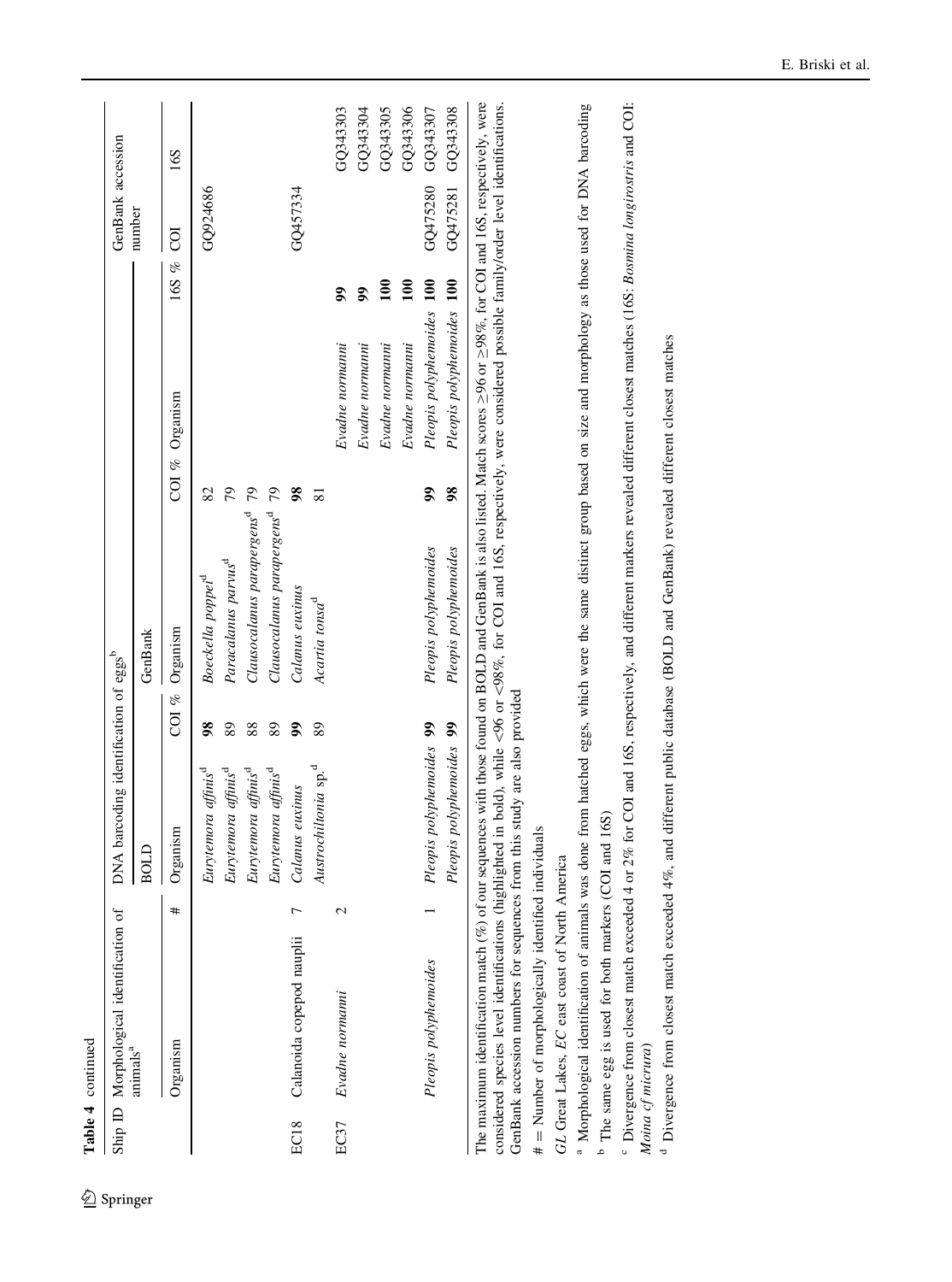**Table 4** continued

| Ship ID | Morphological identification of animals[a] | | DNA barcoding identification of eggs[b] | | | | | | | GenBank accession number | |
|---|---|---|---|---|---|---|---|---|---|---|---|
| | | | BOLD | | GenBank | | | | | | |
| | Organism | # | Organism | COI % | Organism | COI % | Organism | 16S % | | COI | 16S |
| | | | *Eurytemora affinis*[d] | **98** | *Boeckella poppei*[d] | 82 | | | | GQ924686 | |
| | | | *Eurytemora affinis*[d] | 89 | *Paracalanus parvus*[d] | 79 | | | | | |
| | | | *Eurytemora affinis*[d] | 88 | *Clausocalanus parapergens*[d] | 79 | | | | | |
| | | | *Eurytemora affinis*[d] | 89 | *Clausocalanus parapergens*[d] | 79 | | | | | |
| EC18 | Calanoida copepod nauplii | 7 | *Calanus euxinus* | **99** | *Calanus euxinus* | **98** | | | | GQ457334 | |
| | | | *Austrochiltonia* sp.[d] | 89 | *Acartia tonsa*[d] | 81 | | | | | |
| EC37 | *Evadne normanni* | 2 | | | | | *Evadne normanni* | **99** | | | GQ343303 |
| | | | | | | | *Evadne normanni* | **99** | | | GQ343304 |
| | | | | | | | *Evadne normanni* | **100** | | | GQ343305 |
| | | | | | | | *Evadne normanni* | **100** | | | GQ343306 |
| | *Pleopis polyphemoides* | 1 | *Pleopis polyphemoides* | **99** | *Pleopis polyphemoides* | **99** | *Pleopis polyphemoides* | **100** | | GQ475280 | GQ343307 |
| | | | *Pleopis polyphemoides* | **99** | *Pleopis polyphemoides* | **98** | *Pleopis polyphemoides* | **100** | | GQ475281 | GQ343308 |

The maximum identification match (%) of our sequences with those found on BOLD and GenBank is also listed. Match scores ≥96 or ≥98%, for COI and 16S, respectively, were considered species level identifications (highlighted in bold), while <96 or <98%, for COI and 16S, respectively, were considered possible family/order level identifications. GenBank accession numbers for sequences from this study are also provided

\# = Number of morphologically identified individuals

*GL* Great Lakes, *EC* east coast of North America

[a] Morphological identification of animals was done from hatched eggs, which were the same distinct group based on size and morphology as those used for DNA barcoding

[b] The same egg is used for both markers (COI and 16S)

[c] Divergence from closest match exceeded 4 or 2% for COI and 16S, respectively, and different markers revealed different closest matches (16S: *Bosmina longirostris* and COI: *Moina cf micrura*)

[d] Divergence from closest match exceeded 4%, and different public database (BOLD and GenBank) revealed different closest matches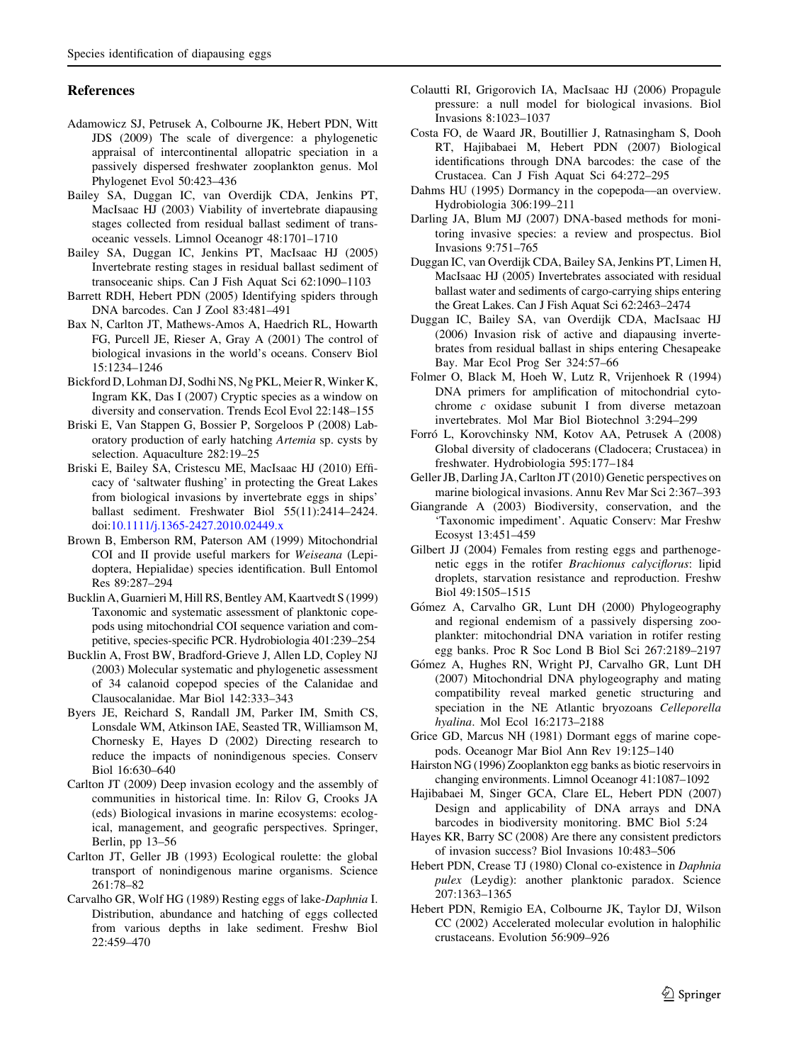## References

Adamowicz SJ, Petrusek A, Colbourne JK, Hebert PDN, Witt JDS (2009) The scale of divergence: a phylogenetic appraisal of intercontinental allopatric speciation in a passively dispersed freshwater zooplankton genus. Mol Phylogenet Evol 50:423–436

Bailey SA, Duggan IC, van Overdijk CDA, Jenkins PT, MacIsaac HJ (2003) Viability of invertebrate diapausing stages collected from residual ballast sediment of trans-oceanic vessels. Limnol Oceanogr 48:1701–1710

Bailey SA, Duggan IC, Jenkins PT, MacIsaac HJ (2005) Invertebrate resting stages in residual ballast sediment of transoceanic ships. Can J Fish Aquat Sci 62:1090–1103

Barrett RDH, Hebert PDN (2005) Identifying spiders through DNA barcodes. Can J Zool 83:481–491

Bax N, Carlton JT, Mathews-Amos A, Haedrich RL, Howarth FG, Purcell JE, Rieser A, Gray A (2001) The control of biological invasions in the world's oceans. Conserv Biol 15:1234–1246

Bickford D, Lohman DJ, Sodhi NS, Ng PKL, Meier R, Winker K, Ingram KK, Das I (2007) Cryptic species as a window on diversity and conservation. Trends Ecol Evol 22:148–155

Briski E, Van Stappen G, Bossier P, Sorgeloos P (2008) Laboratory production of early hatching *Artemia* sp. cysts by selection. Aquaculture 282:19–25

Briski E, Bailey SA, Cristescu ME, MacIsaac HJ (2010) Efficacy of 'saltwater flushing' in protecting the Great Lakes from biological invasions by invertebrate eggs in ships' ballast sediment. Freshwater Biol 55(11):2414–2424. doi:10.1111/j.1365-2427.2010.02449.x

Brown B, Emberson RM, Paterson AM (1999) Mitochondrial COI and II provide useful markers for *Weiseana* (Lepidoptera, Hepialidae) species identification. Bull Entomol Res 89:287–294

Bucklin A, Guarnieri M, Hill RS, Bentley AM, Kaartvedt S (1999) Taxonomic and systematic assessment of planktonic copepods using mitochondrial COI sequence variation and competitive, species-specific PCR. Hydrobiologia 401:239–254

Bucklin A, Frost BW, Bradford-Grieve J, Allen LD, Copley NJ (2003) Molecular systematic and phylogenetic assessment of 34 calanoid copepod species of the Calanidae and Clausocalanidae. Mar Biol 142:333–343

Byers JE, Reichard S, Randall JM, Parker IM, Smith CS, Lonsdale WM, Atkinson IAE, Seasted TR, Williamson M, Chornesky E, Hayes D (2002) Directing research to reduce the impacts of nonindigenous species. Conserv Biol 16:630–640

Carlton JT (2009) Deep invasion ecology and the assembly of communities in historical time. In: Rilov G, Crooks JA (eds) Biological invasions in marine ecosystems: ecological, management, and geografic perspectives. Springer, Berlin, pp 13–56

Carlton JT, Geller JB (1993) Ecological roulette: the global transport of nonindigenous marine organisms. Science 261:78–82

Carvalho GR, Wolf HG (1989) Resting eggs of lake-*Daphnia* I. Distribution, abundance and hatching of eggs collected from various depths in lake sediment. Freshw Biol 22:459–470

Colautti RI, Grigorovich IA, MacIsaac HJ (2006) Propagule pressure: a null model for biological invasions. Biol Invasions 8:1023–1037

Costa FO, de Waard JR, Boutillier J, Ratnasingham S, Dooh RT, Hajibabaei M, Hebert PDN (2007) Biological identifications through DNA barcodes: the case of the Crustacea. Can J Fish Aquat Sci 64:272–295

Dahms HU (1995) Dormancy in the copepoda—an overview. Hydrobiologia 306:199–211

Darling JA, Blum MJ (2007) DNA-based methods for monitoring invasive species: a review and prospectus. Biol Invasions 9:751–765

Duggan IC, van Overdijk CDA, Bailey SA, Jenkins PT, Limen H, MacIsaac HJ (2005) Invertebrates associated with residual ballast water and sediments of cargo-carrying ships entering the Great Lakes. Can J Fish Aquat Sci 62:2463–2474

Duggan IC, Bailey SA, van Overdijk CDA, MacIsaac HJ (2006) Invasion risk of active and diapausing invertebrates from residual ballast in ships entering Chesapeake Bay. Mar Ecol Prog Ser 324:57–66

Folmer O, Black M, Hoeh W, Lutz R, Vrijenhoek R (1994) DNA primers for amplification of mitochondrial cytochrome *c* oxidase subunit I from diverse metazoan invertebrates. Mol Mar Biol Biotechnol 3:294–299

Forró L, Korovchinsky NM, Kotov AA, Petrusek A (2008) Global diversity of cladocerans (Cladocera; Crustacea) in freshwater. Hydrobiologia 595:177–184

Geller JB, Darling JA, Carlton JT (2010) Genetic perspectives on marine biological invasions. Annu Rev Mar Sci 2:367–393

Giangrande A (2003) Biodiversity, conservation, and the 'Taxonomic impediment'. Aquatic Conserv: Mar Freshw Ecosyst 13:451–459

Gilbert JJ (2004) Females from resting eggs and parthenogenetic eggs in the rotifer *Brachionus calyciflorus*: lipid droplets, starvation resistance and reproduction. Freshw Biol 49:1505–1515

Gómez A, Carvalho GR, Lunt DH (2000) Phylogeography and regional endemism of a passively dispersing zooplankter: mitochondrial DNA variation in rotifer resting egg banks. Proc R Soc Lond B Biol Sci 267:2189–2197

Gómez A, Hughes RN, Wright PJ, Carvalho GR, Lunt DH (2007) Mitochondrial DNA phylogeography and mating compatibility reveal marked genetic structuring and speciation in the NE Atlantic bryozoans *Celleporella hyalina*. Mol Ecol 16:2173–2188

Grice GD, Marcus NH (1981) Dormant eggs of marine copepods. Oceanogr Mar Biol Ann Rev 19:125–140

Hairston NG (1996) Zooplankton egg banks as biotic reservoirs in changing environments. Limnol Oceanogr 41:1087–1092

Hajibabaei M, Singer GCA, Clare EL, Hebert PDN (2007) Design and applicability of DNA arrays and DNA barcodes in biodiversity monitoring. BMC Biol 5:24

Hayes KR, Barry SC (2008) Are there any consistent predictors of invasion success? Biol Invasions 10:483–506

Hebert PDN, Crease TJ (1980) Clonal co-existence in *Daphnia pulex* (Leydig): another planktonic paradox. Science 207:1363–1365

Hebert PDN, Remigio EA, Colbourne JK, Taylor DJ, Wilson CC (2002) Accelerated molecular evolution in halophilic crustaceans. Evolution 56:909–926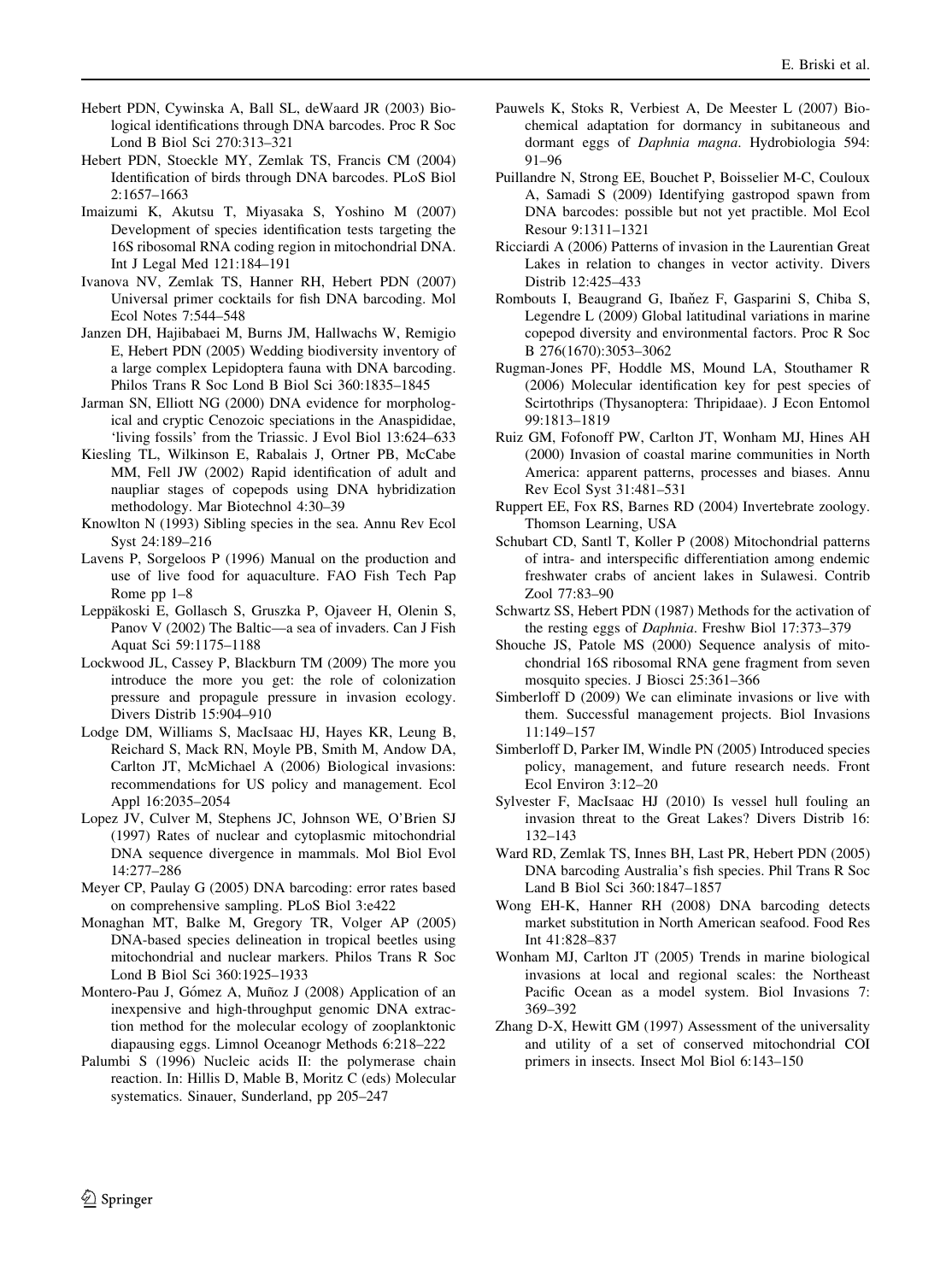Hebert PDN, Cywinska A, Ball SL, deWaard JR (2003) Biological identifications through DNA barcodes. Proc R Soc Lond B Biol Sci 270:313–321

Hebert PDN, Stoeckle MY, Zemlak TS, Francis CM (2004) Identification of birds through DNA barcodes. PLoS Biol 2:1657–1663

Imaizumi K, Akutsu T, Miyasaka S, Yoshino M (2007) Development of species identification tests targeting the 16S ribosomal RNA coding region in mitochondrial DNA. Int J Legal Med 121:184–191

Ivanova NV, Zemlak TS, Hanner RH, Hebert PDN (2007) Universal primer cocktails for fish DNA barcoding. Mol Ecol Notes 7:544–548

Janzen DH, Hajibabaei M, Burns JM, Hallwachs W, Remigio E, Hebert PDN (2005) Wedding biodiversity inventory of a large complex Lepidoptera fauna with DNA barcoding. Philos Trans R Soc Lond B Biol Sci 360:1835–1845

Jarman SN, Elliott NG (2000) DNA evidence for morphological and cryptic Cenozoic speciations in the Anaspididae, 'living fossils' from the Triassic. J Evol Biol 13:624–633

Kiesling TL, Wilkinson E, Rabalais J, Ortner PB, McCabe MM, Fell JW (2002) Rapid identification of adult and naupliar stages of copepods using DNA hybridization methodology. Mar Biotechnol 4:30–39

Knowlton N (1993) Sibling species in the sea. Annu Rev Ecol Syst 24:189–216

Lavens P, Sorgeloos P (1996) Manual on the production and use of live food for aquaculture. FAO Fish Tech Pap Rome pp 1–8

Leppäkoski E, Gollasch S, Gruszka P, Ojaveer H, Olenin S, Panov V (2002) The Baltic—a sea of invaders. Can J Fish Aquat Sci 59:1175–1188

Lockwood JL, Cassey P, Blackburn TM (2009) The more you introduce the more you get: the role of colonization pressure and propagule pressure in invasion ecology. Divers Distrib 15:904–910

Lodge DM, Williams S, MacIsaac HJ, Hayes KR, Leung B, Reichard S, Mack RN, Moyle PB, Smith M, Andow DA, Carlton JT, McMichael A (2006) Biological invasions: recommendations for US policy and management. Ecol Appl 16:2035–2054

Lopez JV, Culver M, Stephens JC, Johnson WE, O'Brien SJ (1997) Rates of nuclear and cytoplasmic mitochondrial DNA sequence divergence in mammals. Mol Biol Evol 14:277–286

Meyer CP, Paulay G (2005) DNA barcoding: error rates based on comprehensive sampling. PLoS Biol 3:e422

Monaghan MT, Balke M, Gregory TR, Volger AP (2005) DNA-based species delineation in tropical beetles using mitochondrial and nuclear markers. Philos Trans R Soc Lond B Biol Sci 360:1925–1933

Montero-Pau J, Gómez A, Muñoz J (2008) Application of an inexpensive and high-throughput genomic DNA extraction method for the molecular ecology of zooplanktonic diapausing eggs. Limnol Oceanogr Methods 6:218–222

Palumbi S (1996) Nucleic acids II: the polymerase chain reaction. In: Hillis D, Mable B, Moritz C (eds) Molecular systematics. Sinauer, Sunderland, pp 205–247

Pauwels K, Stoks R, Verbiest A, De Meester L (2007) Biochemical adaptation for dormancy in subitaneous and dormant eggs of *Daphnia magna*. Hydrobiologia 594: 91–96

Puillandre N, Strong EE, Bouchet P, Boisselier M-C, Couloux A, Samadi S (2009) Identifying gastropod spawn from DNA barcodes: possible but not yet practible. Mol Ecol Resour 9:1311–1321

Ricciardi A (2006) Patterns of invasion in the Laurentian Great Lakes in relation to changes in vector activity. Divers Distrib 12:425–433

Rombouts I, Beaugrand G, Ibaňez F, Gasparini S, Chiba S, Legendre L (2009) Global latitudinal variations in marine copepod diversity and environmental factors. Proc R Soc B 276(1670):3053–3062

Rugman-Jones PF, Hoddle MS, Mound LA, Stouthamer R (2006) Molecular identification key for pest species of Scirtothrips (Thysanoptera: Thripidaae). J Econ Entomol 99:1813–1819

Ruiz GM, Fofonoff PW, Carlton JT, Wonham MJ, Hines AH (2000) Invasion of coastal marine communities in North America: apparent patterns, processes and biases. Annu Rev Ecol Syst 31:481–531

Ruppert EE, Fox RS, Barnes RD (2004) Invertebrate zoology. Thomson Learning, USA

Schubart CD, Santl T, Koller P (2008) Mitochondrial patterns of intra- and interspecific differentiation among endemic freshwater crabs of ancient lakes in Sulawesi. Contrib Zool 77:83–90

Schwartz SS, Hebert PDN (1987) Methods for the activation of the resting eggs of *Daphnia*. Freshw Biol 17:373–379

Shouche JS, Patole MS (2000) Sequence analysis of mitochondrial 16S ribosomal RNA gene fragment from seven mosquito species. J Biosci 25:361–366

Simberloff D (2009) We can eliminate invasions or live with them. Successful management projects. Biol Invasions 11:149–157

Simberloff D, Parker IM, Windle PN (2005) Introduced species policy, management, and future research needs. Front Ecol Environ 3:12–20

Sylvester F, MacIsaac HJ (2010) Is vessel hull fouling an invasion threat to the Great Lakes? Divers Distrib 16: 132–143

Ward RD, Zemlak TS, Innes BH, Last PR, Hebert PDN (2005) DNA barcoding Australia's fish species. Phil Trans R Soc Land B Biol Sci 360:1847–1857

Wong EH-K, Hanner RH (2008) DNA barcoding detects market substitution in North American seafood. Food Res Int 41:828–837

Wonham MJ, Carlton JT (2005) Trends in marine biological invasions at local and regional scales: the Northeast Pacific Ocean as a model system. Biol Invasions 7: 369–392

Zhang D-X, Hewitt GM (1997) Assessment of the universality and utility of a set of conserved mitochondrial COI primers in insects. Insect Mol Biol 6:143–150